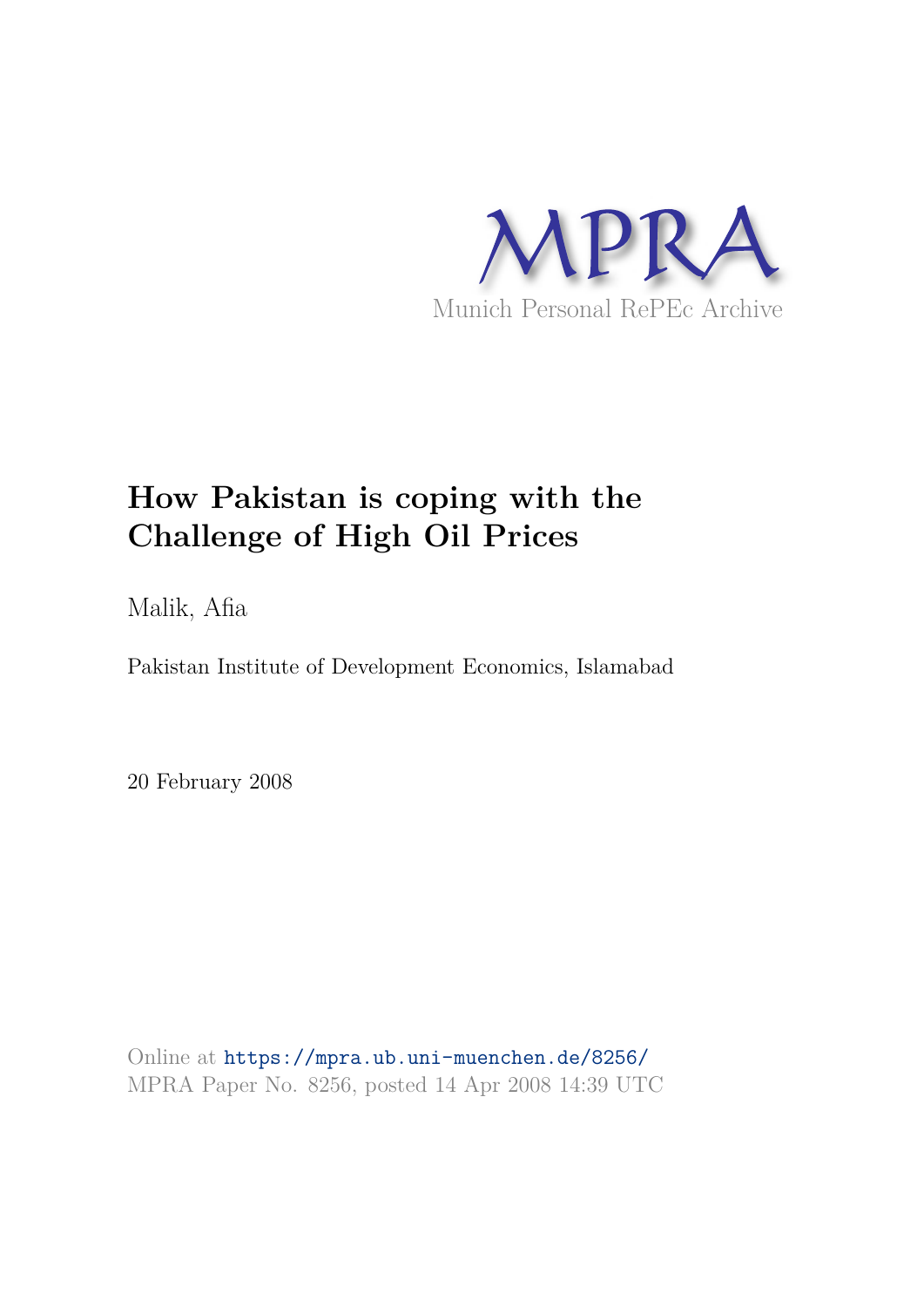MPRA

Munich Personal RePEc Archive

# How Pakistan is coping with the Challenge of High Oil Prices

Malik, Afia

Pakistan Institute of Development Economics, Islamabad

20 February 2008

Online at https://mpra.ub.uni-muenchen.de/8256/

MPRA Paper No. 8256, posted 14 Apr 2008 14:39 UTC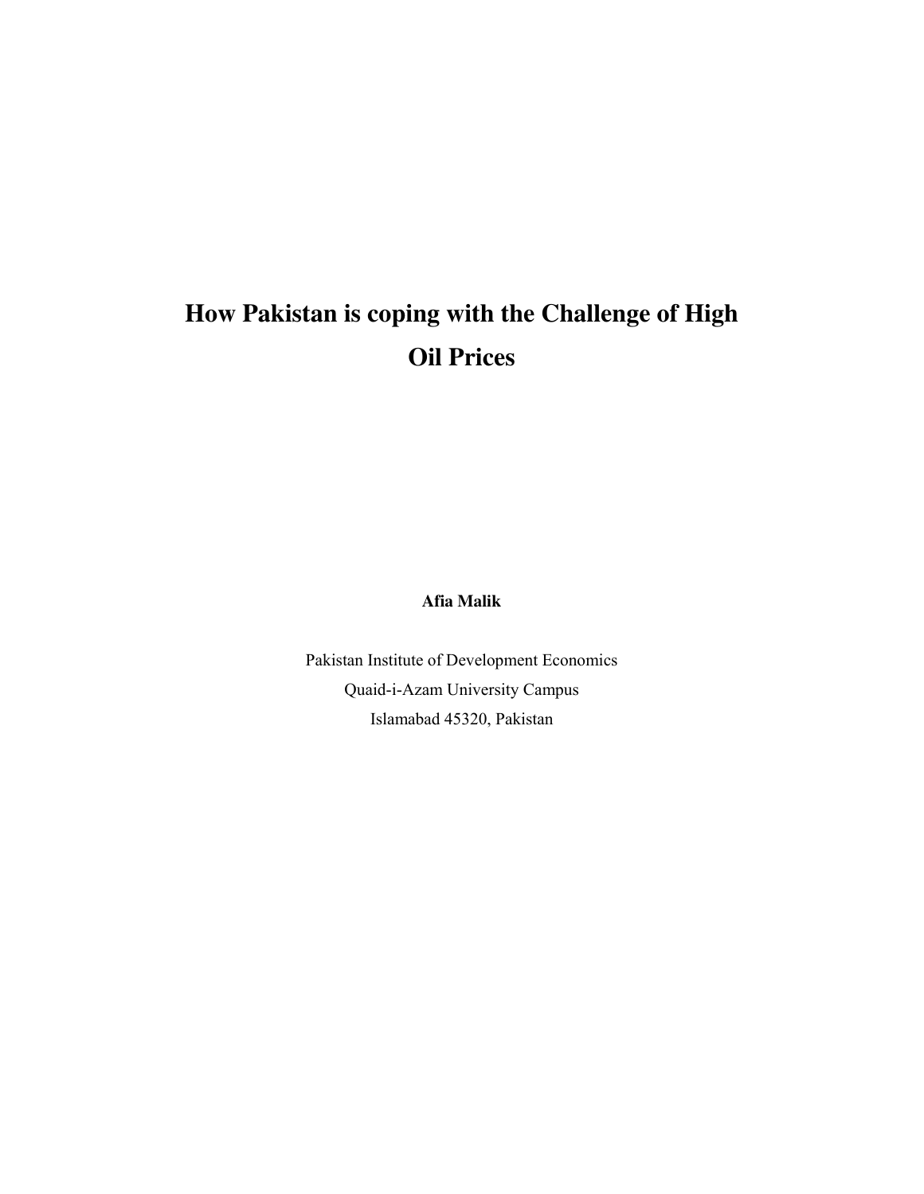# How Pakistan is coping with the Challenge of High Oil Prices

**Afia Malik**

Pakistan Institute of Development Economics
Quaid-i-Azam University Campus
Islamabad 45320, Pakistan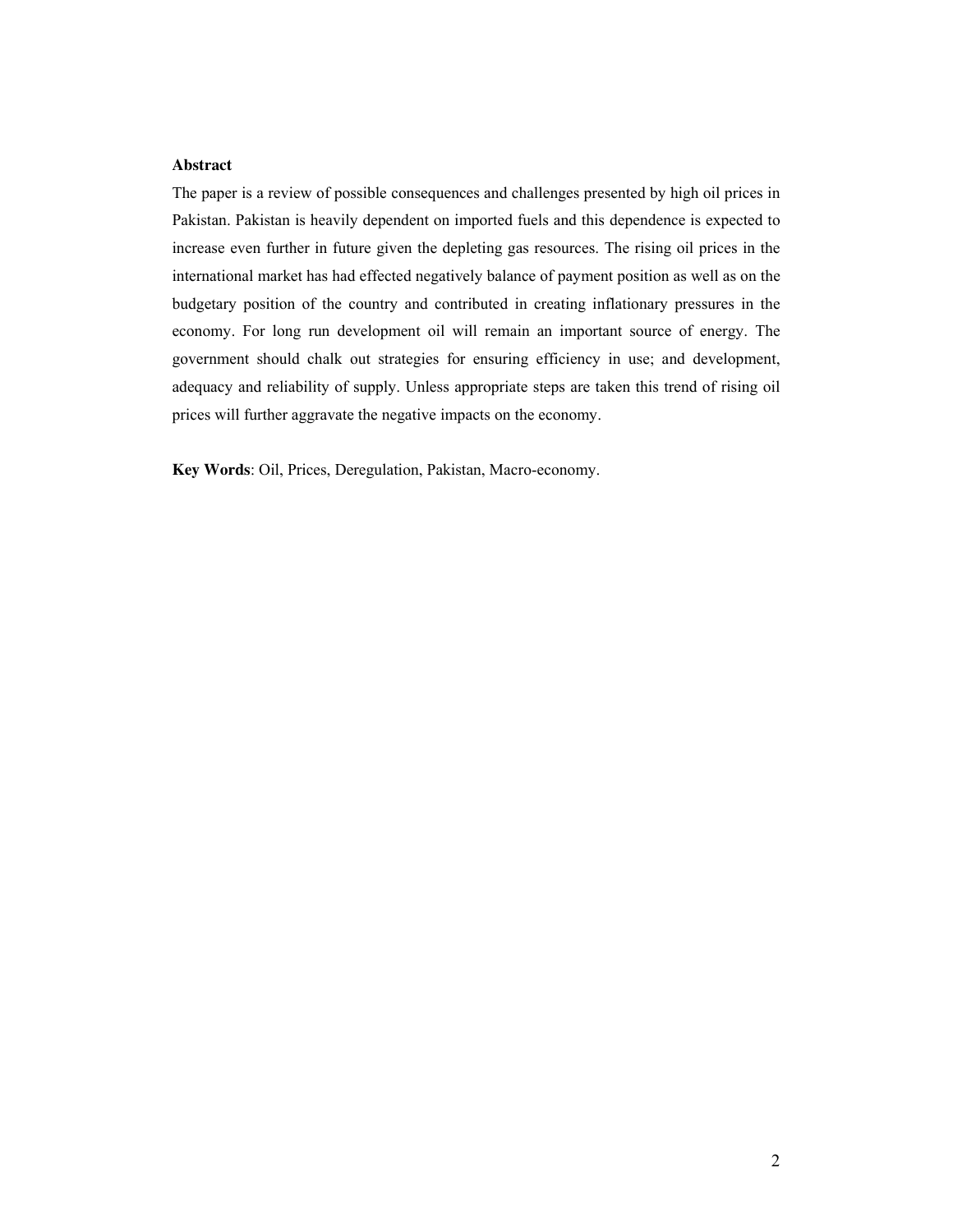**Abstract**

The paper is a review of possible consequences and challenges presented by high oil prices in Pakistan. Pakistan is heavily dependent on imported fuels and this dependence is expected to increase even further in future given the depleting gas resources. The rising oil prices in the international market has had effected negatively balance of payment position as well as on the budgetary position of the country and contributed in creating inflationary pressures in the economy. For long run development oil will remain an important source of energy. The government should chalk out strategies for ensuring efficiency in use; and development, adequacy and reliability of supply. Unless appropriate steps are taken this trend of rising oil prices will further aggravate the negative impacts on the economy.

**Key Words**: Oil, Prices, Deregulation, Pakistan, Macro-economy.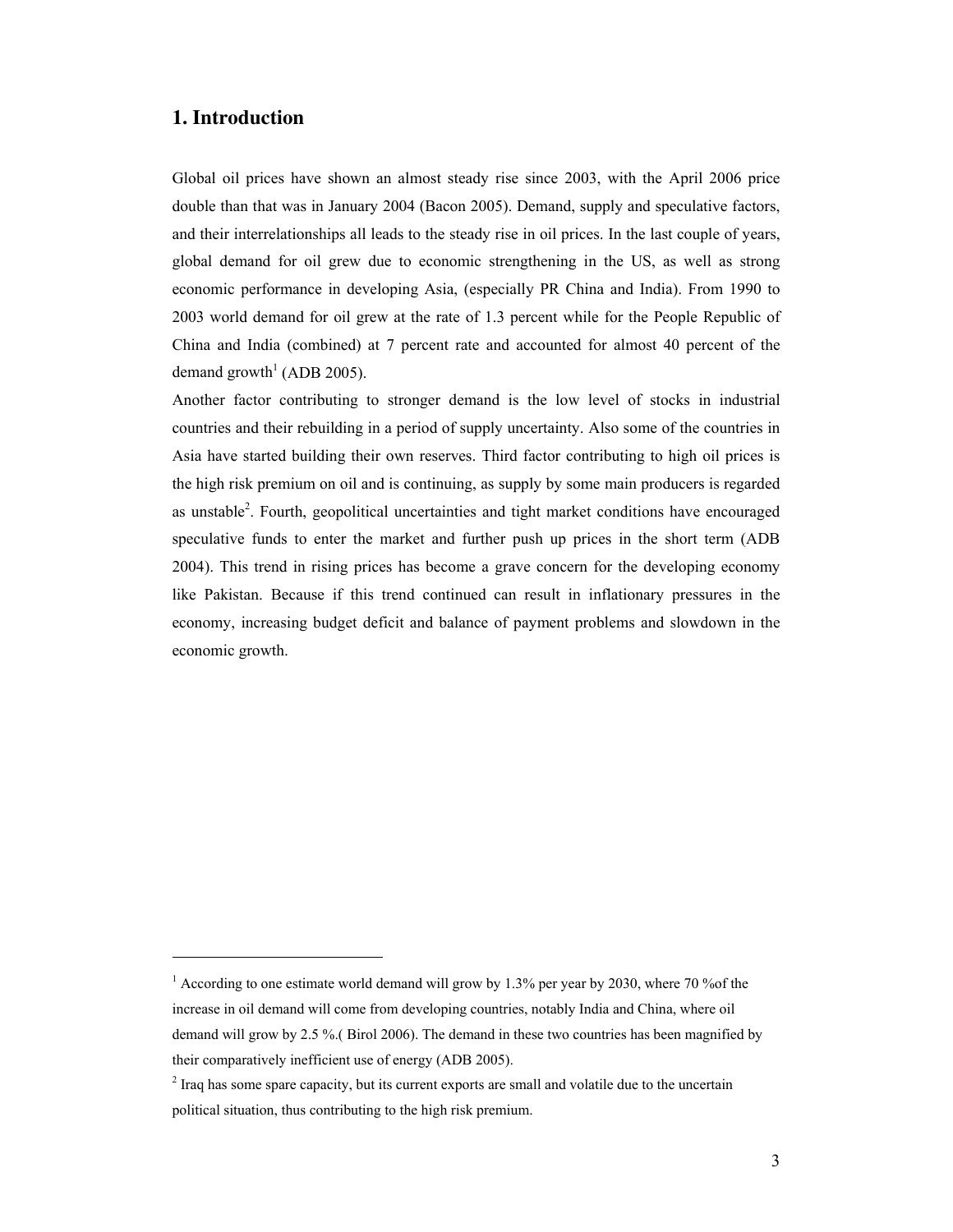## 1. Introduction

Global oil prices have shown an almost steady rise since 2003, with the April 2006 price double than that was in January 2004 (Bacon 2005). Demand, supply and speculative factors, and their interrelationships all leads to the steady rise in oil prices. In the last couple of years, global demand for oil grew due to economic strengthening in the US, as well as strong economic performance in developing Asia, (especially PR China and India). From 1990 to 2003 world demand for oil grew at the rate of 1.3 percent while for the People Republic of China and India (combined) at 7 percent rate and accounted for almost 40 percent of the demand growth[1] (ADB 2005).

Another factor contributing to stronger demand is the low level of stocks in industrial countries and their rebuilding in a period of supply uncertainty. Also some of the countries in Asia have started building their own reserves. Third factor contributing to high oil prices is the high risk premium on oil and is continuing, as supply by some main producers is regarded as unstable[2]. Fourth, geopolitical uncertainties and tight market conditions have encouraged speculative funds to enter the market and further push up prices in the short term (ADB 2004). This trend in rising prices has become a grave concern for the developing economy like Pakistan. Because if this trend continued can result in inflationary pressures in the economy, increasing budget deficit and balance of payment problems and slowdown in the economic growth.

---

[1] According to one estimate world demand will grow by 1.3% per year by 2030, where 70 %of the increase in oil demand will come from developing countries, notably India and China, where oil demand will grow by 2.5 %.( Birol 2006). The demand in these two countries has been magnified by their comparatively inefficient use of energy (ADB 2005).

[2] Iraq has some spare capacity, but its current exports are small and volatile due to the uncertain political situation, thus contributing to the high risk premium.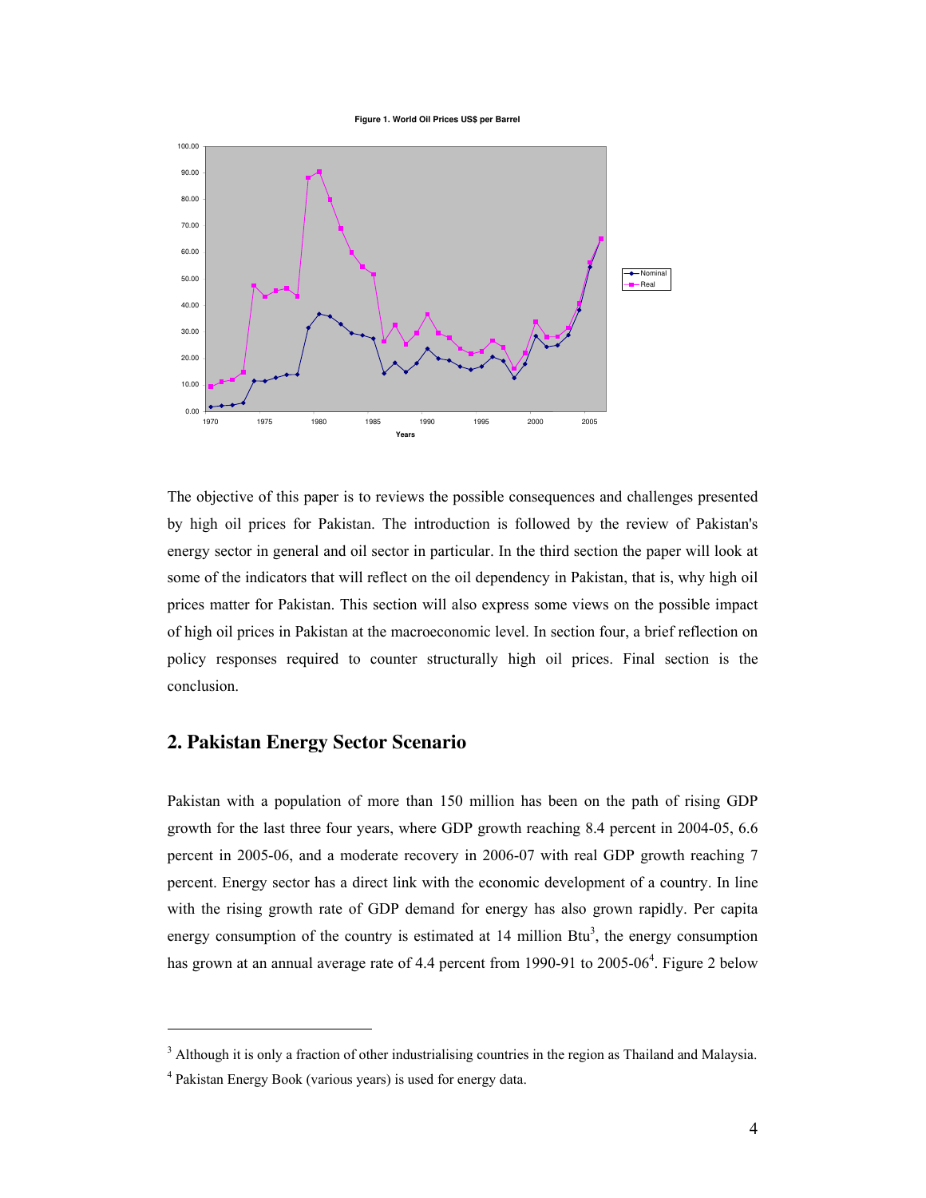Figure 1. World Oil Prices US$ per Barrel

The objective of this paper is to reviews the possible consequences and challenges presented by high oil prices for Pakistan. The introduction is followed by the review of Pakistan's energy sector in general and oil sector in particular. In the third section the paper will look at some of the indicators that will reflect on the oil dependency in Pakistan, that is, why high oil prices matter for Pakistan. This section will also express some views on the possible impact of high oil prices in Pakistan at the macroeconomic level. In section four, a brief reflection on policy responses required to counter structurally high oil prices. Final section is the conclusion.

## 2. Pakistan Energy Sector Scenario

Pakistan with a population of more than 150 million has been on the path of rising GDP growth for the last three four years, where GDP growth reaching 8.4 percent in 2004-05, 6.6 percent in 2005-06, and a moderate recovery in 2006-07 with real GDP growth reaching 7 percent. Energy sector has a direct link with the economic development of a country. In line with the rising growth rate of GDP demand for energy has also grown rapidly. Per capita energy consumption of the country is estimated at 14 million Btu[3], the energy consumption has grown at an annual average rate of 4.4 percent from 1990-91 to 2005-06[4]. Figure 2 below

[3] Although it is only a fraction of other industrialising countries in the region as Thailand and Malaysia.

[4] Pakistan Energy Book (various years) is used for energy data.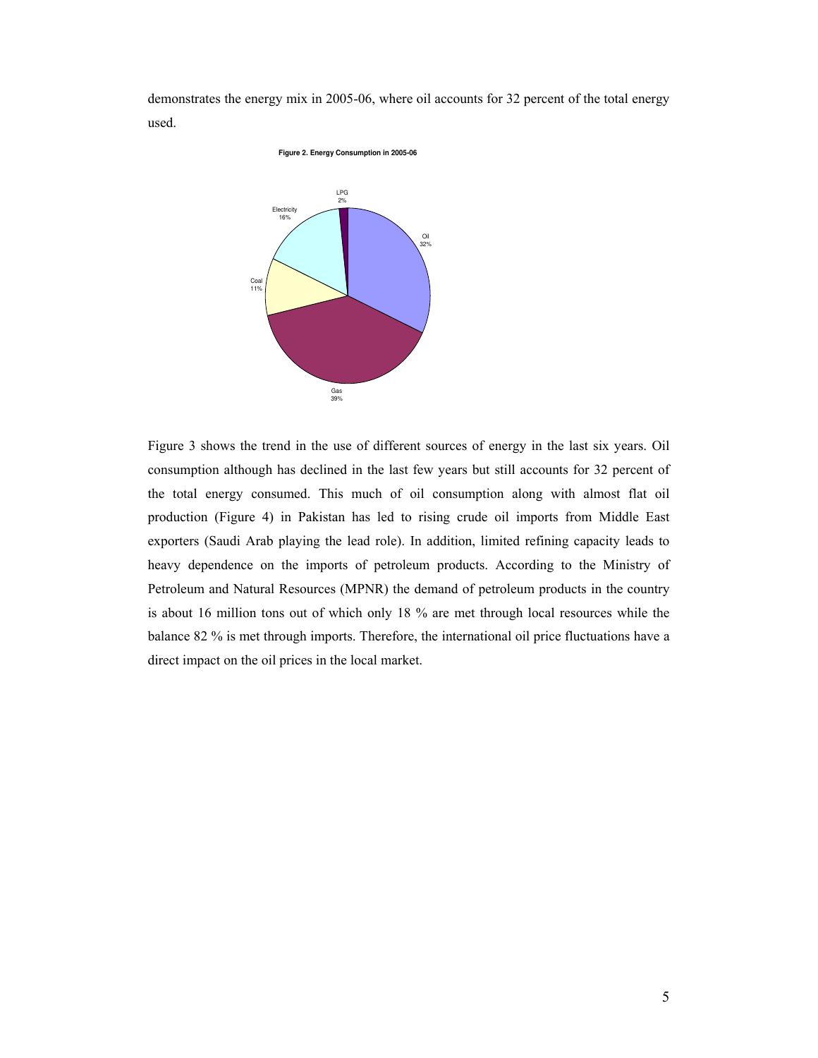demonstrates the energy mix in 2005-06, where oil accounts for 32 percent of the total energy used.

**Figure 2. Energy Consumption in 2005-06**

Figure 3 shows the trend in the use of different sources of energy in the last six years. Oil consumption although has declined in the last few years but still accounts for 32 percent of the total energy consumed. This much of oil consumption along with almost flat oil production (Figure 4) in Pakistan has led to rising crude oil imports from Middle East exporters (Saudi Arab playing the lead role). In addition, limited refining capacity leads to heavy dependence on the imports of petroleum products. According to the Ministry of Petroleum and Natural Resources (MPNR) the demand of petroleum products in the country is about 16 million tons out of which only 18 % are met through local resources while the balance 82 % is met through imports. Therefore, the international oil price fluctuations have a direct impact on the oil prices in the local market.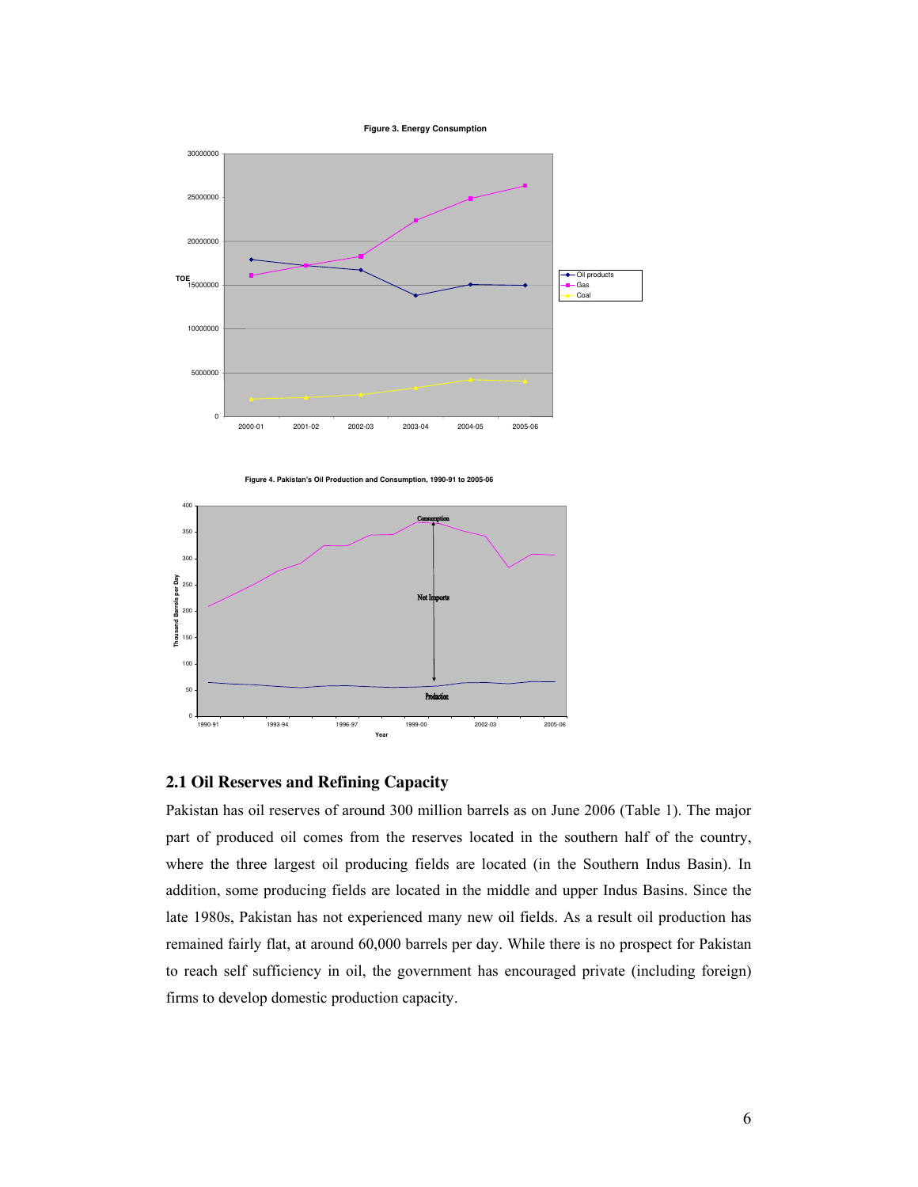Figure 3. Energy Consumption

Figure 4. Pakistan's Oil Production and Consumption, 1990-91 to 2005-06

## 2.1 Oil Reserves and Refining Capacity

Pakistan has oil reserves of around 300 million barrels as on June 2006 (Table 1). The major part of produced oil comes from the reserves located in the southern half of the country, where the three largest oil producing fields are located (in the Southern Indus Basin). In addition, some producing fields are located in the middle and upper Indus Basins. Since the late 1980s, Pakistan has not experienced many new oil fields. As a result oil production has remained fairly flat, at around 60,000 barrels per day. While there is no prospect for Pakistan to reach self sufficiency in oil, the government has encouraged private (including foreign) firms to develop domestic production capacity.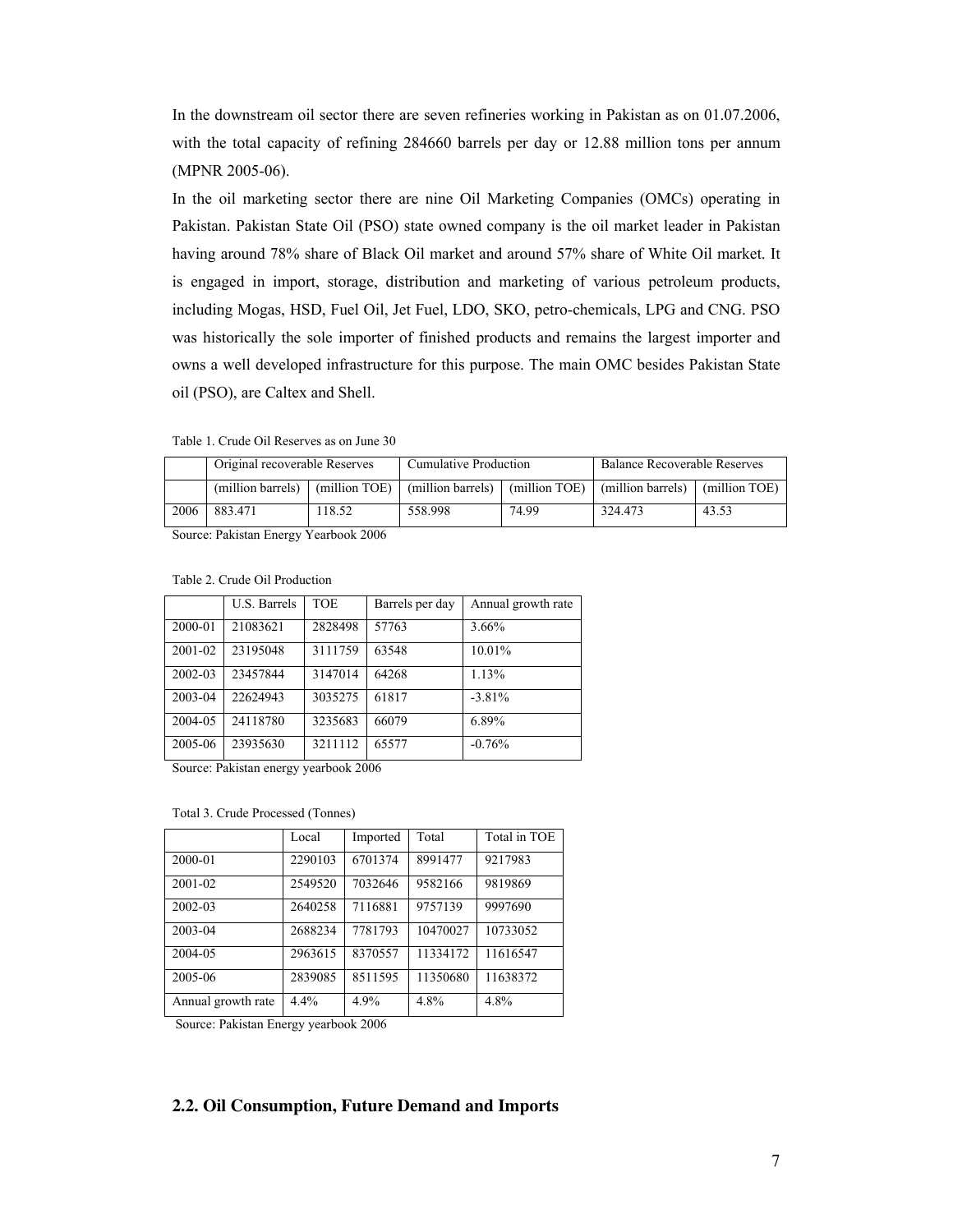In the downstream oil sector there are seven refineries working in Pakistan as on 01.07.2006, with the total capacity of refining 284660 barrels per day or 12.88 million tons per annum (MPNR 2005-06).

In the oil marketing sector there are nine Oil Marketing Companies (OMCs) operating in Pakistan. Pakistan State Oil (PSO) state owned company is the oil market leader in Pakistan having around 78% share of Black Oil market and around 57% share of White Oil market. It is engaged in import, storage, distribution and marketing of various petroleum products, including Mogas, HSD, Fuel Oil, Jet Fuel, LDO, SKO, petro-chemicals, LPG and CNG. PSO was historically the sole importer of finished products and remains the largest importer and owns a well developed infrastructure for this purpose. The main OMC besides Pakistan State oil (PSO), are Caltex and Shell.

Table 1. Crude Oil Reserves as on June 30

| | Original recoverable Reserves | | Cumulative Production | | Balance Recoverable Reserves | |
|---|---|---|---|---|---|---|
| | (million barrels) | (million TOE) | (million barrels) | (million TOE) | (million barrels) | (million TOE) |
| 2006 | 883.471 | 118.52 | 558.998 | 74.99 | 324.473 | 43.53 |

Source: Pakistan Energy Yearbook 2006

Table 2. Crude Oil Production

| | U.S. Barrels | TOE | Barrels per day | Annual growth rate |
|---|---|---|---|---|
| 2000-01 | 21083621 | 2828498 | 57763 | 3.66% |
| 2001-02 | 23195048 | 3111759 | 63548 | 10.01% |
| 2002-03 | 23457844 | 3147014 | 64268 | 1.13% |
| 2003-04 | 22624943 | 3035275 | 61817 | -3.81% |
| 2004-05 | 24118780 | 3235683 | 66079 | 6.89% |
| 2005-06 | 23935630 | 3211112 | 65577 | -0.76% |

Source: Pakistan energy yearbook 2006

Total 3. Crude Processed (Tonnes)

| | Local | Imported | Total | Total in TOE |
|---|---|---|---|---|
| 2000-01 | 2290103 | 6701374 | 8991477 | 9217983 |
| 2001-02 | 2549520 | 7032646 | 9582166 | 9819869 |
| 2002-03 | 2640258 | 7116881 | 9757139 | 9997690 |
| 2003-04 | 2688234 | 7781793 | 10470027 | 10733052 |
| 2004-05 | 2963615 | 8370557 | 11334172 | 11616547 |
| 2005-06 | 2839085 | 8511595 | 11350680 | 11638372 |
| Annual growth rate | 4.4% | 4.9% | 4.8% | 4.8% |

Source: Pakistan Energy yearbook 2006

## 2.2. Oil Consumption, Future Demand and Imports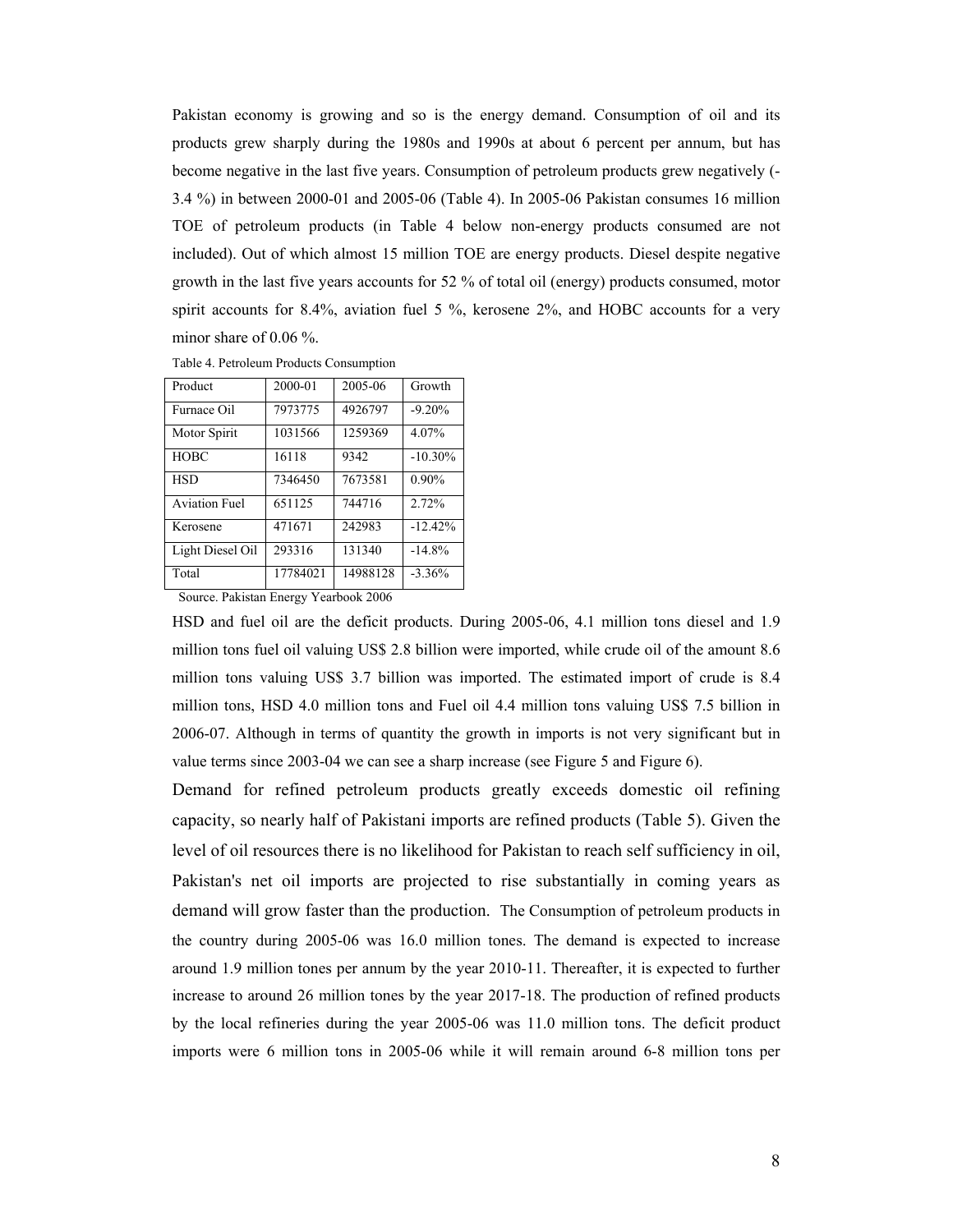Pakistan economy is growing and so is the energy demand. Consumption of oil and its products grew sharply during the 1980s and 1990s at about 6 percent per annum, but has become negative in the last five years. Consumption of petroleum products grew negatively (-3.4 %) in between 2000-01 and 2005-06 (Table 4). In 2005-06 Pakistan consumes 16 million TOE of petroleum products (in Table 4 below non-energy products consumed are not included). Out of which almost 15 million TOE are energy products. Diesel despite negative growth in the last five years accounts for 52 % of total oil (energy) products consumed, motor spirit accounts for 8.4%, aviation fuel 5 %, kerosene 2%, and HOBC accounts for a very minor share of 0.06 %.

Table 4. Petroleum Products Consumption

| Product | 2000-01 | 2005-06 | Growth |
|---|---|---|---|
| Furnace Oil | 7973775 | 4926797 | -9.20% |
| Motor Spirit | 1031566 | 1259369 | 4.07% |
| HOBC | 16118 | 9342 | -10.30% |
| HSD | 7346450 | 7673581 | 0.90% |
| Aviation Fuel | 651125 | 744716 | 2.72% |
| Kerosene | 471671 | 242983 | -12.42% |
| Light Diesel Oil | 293316 | 131340 | -14.8% |
| Total | 17784021 | 14988128 | -3.36% |

Source. Pakistan Energy Yearbook 2006

HSD and fuel oil are the deficit products. During 2005-06, 4.1 million tons diesel and 1.9 million tons fuel oil valuing US$ 2.8 billion were imported, while crude oil of the amount 8.6 million tons valuing US$ 3.7 billion was imported. The estimated import of crude is 8.4 million tons, HSD 4.0 million tons and Fuel oil 4.4 million tons valuing US$ 7.5 billion in 2006-07. Although in terms of quantity the growth in imports is not very significant but in value terms since 2003-04 we can see a sharp increase (see Figure 5 and Figure 6).

Demand for refined petroleum products greatly exceeds domestic oil refining capacity, so nearly half of Pakistani imports are refined products (Table 5). Given the level of oil resources there is no likelihood for Pakistan to reach self sufficiency in oil, Pakistan's net oil imports are projected to rise substantially in coming years as demand will grow faster than the production. The Consumption of petroleum products in the country during 2005-06 was 16.0 million tones. The demand is expected to increase around 1.9 million tones per annum by the year 2010-11. Thereafter, it is expected to further increase to around 26 million tones by the year 2017-18. The production of refined products by the local refineries during the year 2005-06 was 11.0 million tons. The deficit product imports were 6 million tons in 2005-06 while it will remain around 6-8 million tons per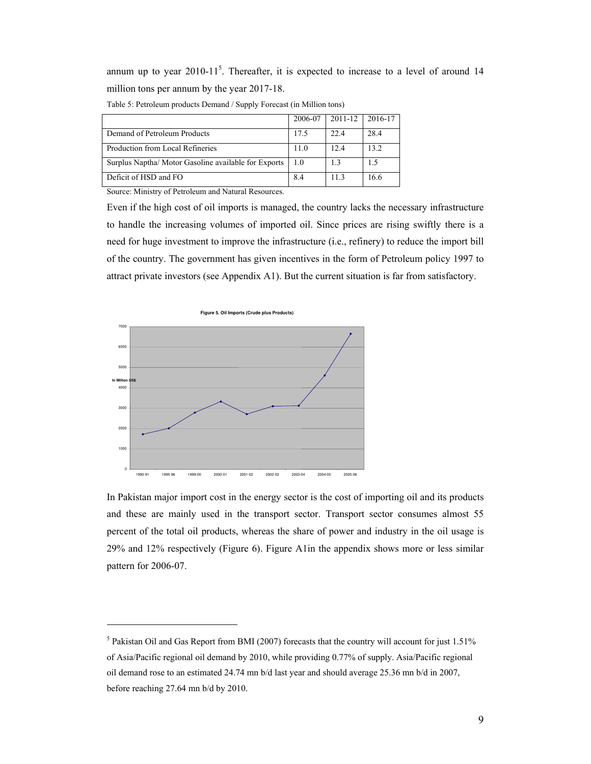annum up to year 2010-11[5]. Thereafter, it is expected to increase to a level of around 14 million tons per annum by the year 2017-18.

Table 5: Petroleum products Demand / Supply Forecast (in Million tons)

| | 2006-07 | 2011-12 | 2016-17 |
|---|---|---|---|
| Demand of Petroleum Products | 17.5 | 22.4 | 28.4 |
| Production from Local Refineries | 11.0 | 12.4 | 13.2 |
| Surplus Naptha/ Motor Gasoline available for Exports | 1.0 | 1.3 | 1.5 |
| Deficit of HSD and FO | 8.4 | 11.3 | 16.6 |

Source: Ministry of Petroleum and Natural Resources.

Even if the high cost of oil imports is managed, the country lacks the necessary infrastructure to handle the increasing volumes of imported oil. Since prices are rising swiftly there is a need for huge investment to improve the infrastructure (i.e., refinery) to reduce the import bill of the country. The government has given incentives in the form of Petroleum policy 1997 to attract private investors (see Appendix A1). But the current situation is far from satisfactory.

Figure 5. Oil Imports (Crude plus Products)

In Pakistan major import cost in the energy sector is the cost of importing oil and its products and these are mainly used in the transport sector. Transport sector consumes almost 55 percent of the total oil products, whereas the share of power and industry in the oil usage is 29% and 12% respectively (Figure 6). Figure A1in the appendix shows more or less similar pattern for 2006-07.

---

[5] Pakistan Oil and Gas Report from BMI (2007) forecasts that the country will account for just 1.51% of Asia/Pacific regional oil demand by 2010, while providing 0.77% of supply. Asia/Pacific regional oil demand rose to an estimated 24.74 mn b/d last year and should average 25.36 mn b/d in 2007, before reaching 27.64 mn b/d by 2010.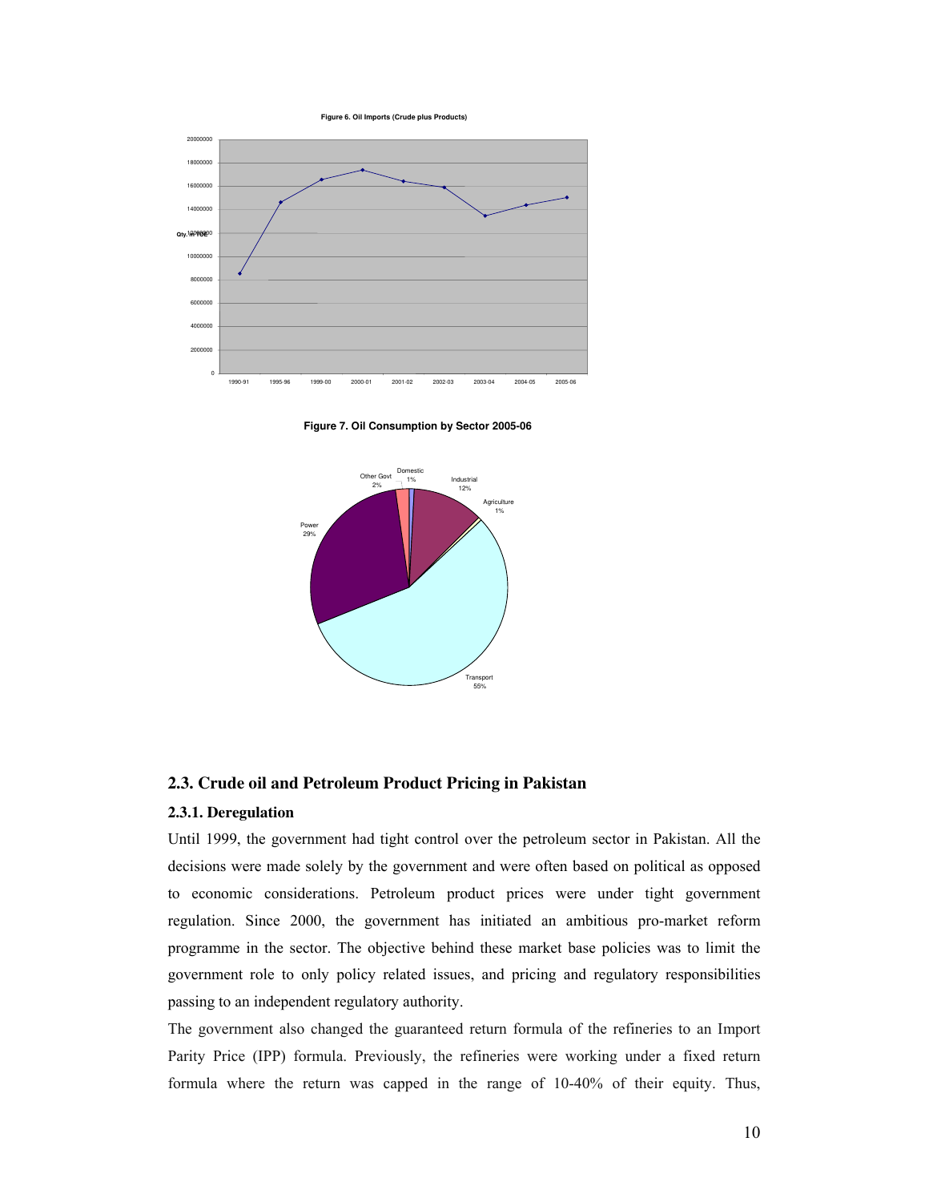Figure 6. Oil Imports (Crude plus Products)

Figure 7. Oil Consumption by Sector 2005-06

## 2.3. Crude oil and Petroleum Product Pricing in Pakistan

### 2.3.1. Deregulation

Until 1999, the government had tight control over the petroleum sector in Pakistan. All the decisions were made solely by the government and were often based on political as opposed to economic considerations. Petroleum product prices were under tight government regulation. Since 2000, the government has initiated an ambitious pro-market reform programme in the sector. The objective behind these market base policies was to limit the government role to only policy related issues, and pricing and regulatory responsibilities passing to an independent regulatory authority.

The government also changed the guaranteed return formula of the refineries to an Import Parity Price (IPP) formula. Previously, the refineries were working under a fixed return formula where the return was capped in the range of 10-40% of their equity. Thus,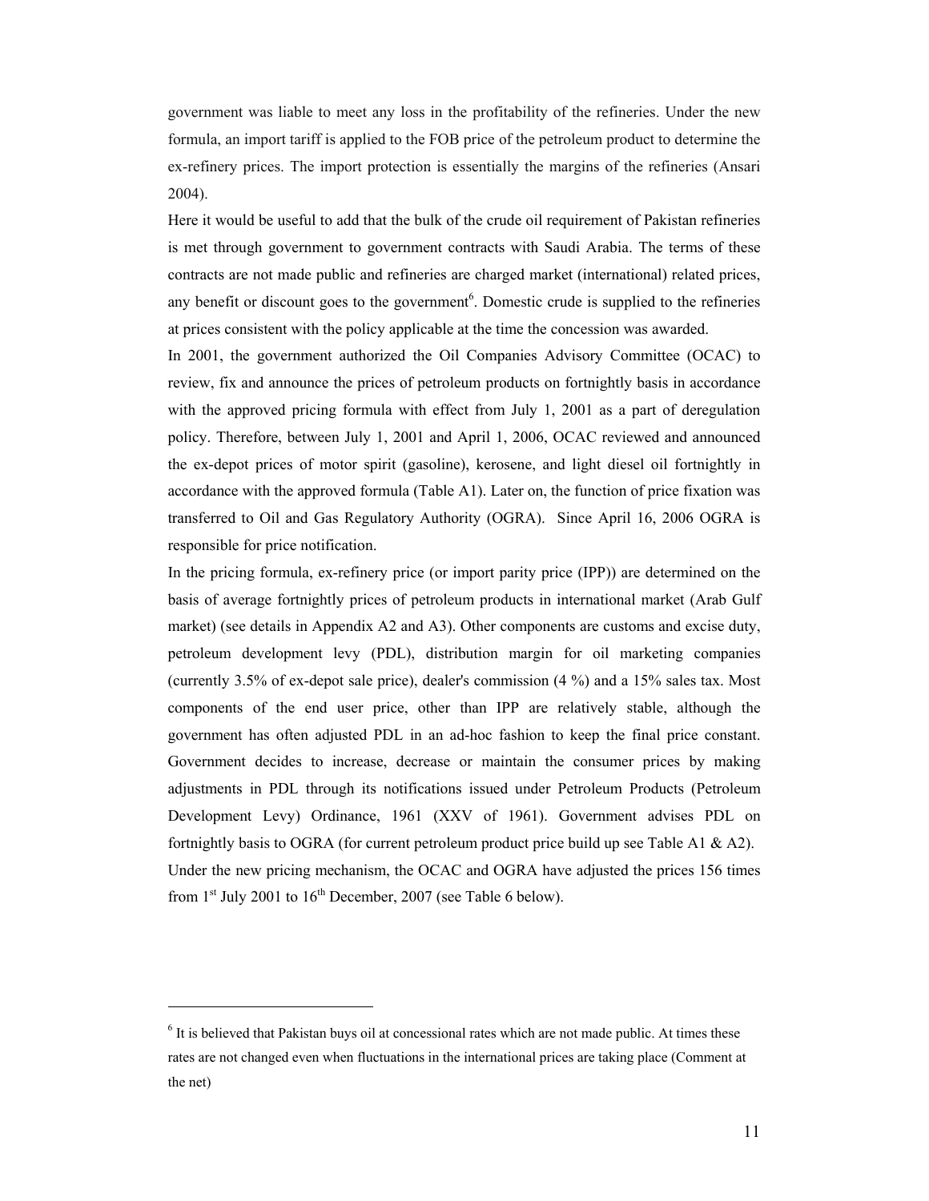government was liable to meet any loss in the profitability of the refineries. Under the new formula, an import tariff is applied to the FOB price of the petroleum product to determine the ex-refinery prices. The import protection is essentially the margins of the refineries (Ansari 2004).

Here it would be useful to add that the bulk of the crude oil requirement of Pakistan refineries is met through government to government contracts with Saudi Arabia. The terms of these contracts are not made public and refineries are charged market (international) related prices, any benefit or discount goes to the government[6]. Domestic crude is supplied to the refineries at prices consistent with the policy applicable at the time the concession was awarded.

In 2001, the government authorized the Oil Companies Advisory Committee (OCAC) to review, fix and announce the prices of petroleum products on fortnightly basis in accordance with the approved pricing formula with effect from July 1, 2001 as a part of deregulation policy. Therefore, between July 1, 2001 and April 1, 2006, OCAC reviewed and announced the ex-depot prices of motor spirit (gasoline), kerosene, and light diesel oil fortnightly in accordance with the approved formula (Table A1). Later on, the function of price fixation was transferred to Oil and Gas Regulatory Authority (OGRA). Since April 16, 2006 OGRA is responsible for price notification.

In the pricing formula, ex-refinery price (or import parity price (IPP)) are determined on the basis of average fortnightly prices of petroleum products in international market (Arab Gulf market) (see details in Appendix A2 and A3). Other components are customs and excise duty, petroleum development levy (PDL), distribution margin for oil marketing companies (currently 3.5% of ex-depot sale price), dealer's commission (4 %) and a 15% sales tax. Most components of the end user price, other than IPP are relatively stable, although the government has often adjusted PDL in an ad-hoc fashion to keep the final price constant. Government decides to increase, decrease or maintain the consumer prices by making adjustments in PDL through its notifications issued under Petroleum Products (Petroleum Development Levy) Ordinance, 1961 (XXV of 1961). Government advises PDL on fortnightly basis to OGRA (for current petroleum product price build up see Table A1 & A2). Under the new pricing mechanism, the OCAC and OGRA have adjusted the prices 156 times from 1st July 2001 to 16th December, 2007 (see Table 6 below).

---

[6] It is believed that Pakistan buys oil at concessional rates which are not made public. At times these rates are not changed even when fluctuations in the international prices are taking place (Comment at the net)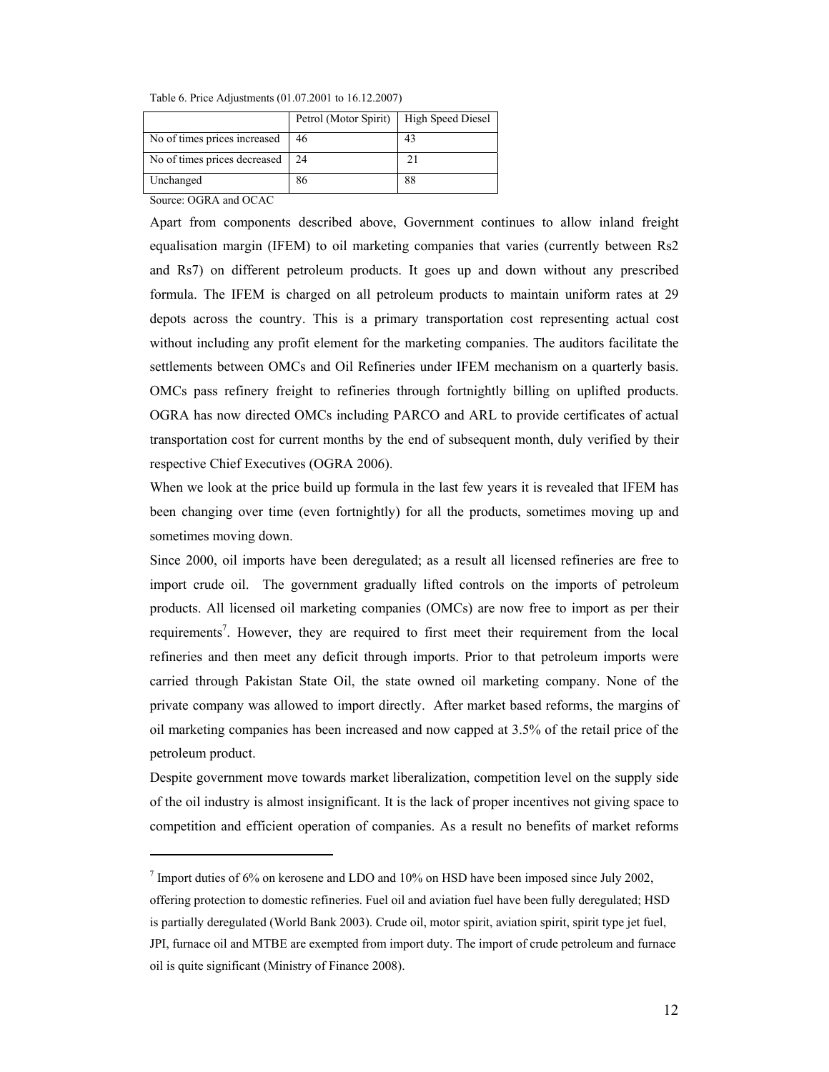Table 6. Price Adjustments (01.07.2001 to 16.12.2007)

| | Petrol (Motor Spirit) | High Speed Diesel |
|---|---|---|
| No of times prices increased | 46 | 43 |
| No of times prices decreased | 24 | 21 |
| Unchanged | 86 | 88 |

Source: OGRA and OCAC

Apart from components described above, Government continues to allow inland freight equalisation margin (IFEM) to oil marketing companies that varies (currently between Rs2 and Rs7) on different petroleum products. It goes up and down without any prescribed formula. The IFEM is charged on all petroleum products to maintain uniform rates at 29 depots across the country. This is a primary transportation cost representing actual cost without including any profit element for the marketing companies. The auditors facilitate the settlements between OMCs and Oil Refineries under IFEM mechanism on a quarterly basis. OMCs pass refinery freight to refineries through fortnightly billing on uplifted products. OGRA has now directed OMCs including PARCO and ARL to provide certificates of actual transportation cost for current months by the end of subsequent month, duly verified by their respective Chief Executives (OGRA 2006).

When we look at the price build up formula in the last few years it is revealed that IFEM has been changing over time (even fortnightly) for all the products, sometimes moving up and sometimes moving down.

Since 2000, oil imports have been deregulated; as a result all licensed refineries are free to import crude oil. The government gradually lifted controls on the imports of petroleum products. All licensed oil marketing companies (OMCs) are now free to import as per their requirements[7]. However, they are required to first meet their requirement from the local refineries and then meet any deficit through imports. Prior to that petroleum imports were carried through Pakistan State Oil, the state owned oil marketing company. None of the private company was allowed to import directly. After market based reforms, the margins of oil marketing companies has been increased and now capped at 3.5% of the retail price of the petroleum product.

Despite government move towards market liberalization, competition level on the supply side of the oil industry is almost insignificant. It is the lack of proper incentives not giving space to competition and efficient operation of companies. As a result no benefits of market reforms

[7] Import duties of 6% on kerosene and LDO and 10% on HSD have been imposed since July 2002, offering protection to domestic refineries. Fuel oil and aviation fuel have been fully deregulated; HSD is partially deregulated (World Bank 2003). Crude oil, motor spirit, aviation spirit, spirit type jet fuel, JPI, furnace oil and MTBE are exempted from import duty. The import of crude petroleum and furnace oil is quite significant (Ministry of Finance 2008).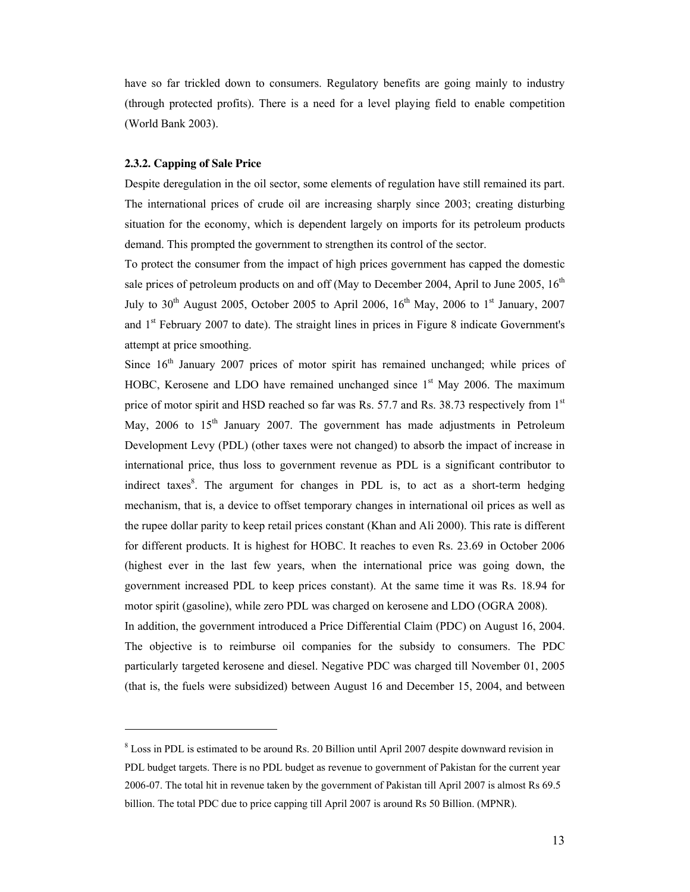have so far trickled down to consumers. Regulatory benefits are going mainly to industry (through protected profits). There is a need for a level playing field to enable competition (World Bank 2003).

### 2.3.2. Capping of Sale Price

Despite deregulation in the oil sector, some elements of regulation have still remained its part. The international prices of crude oil are increasing sharply since 2003; creating disturbing situation for the economy, which is dependent largely on imports for its petroleum products demand. This prompted the government to strengthen its control of the sector.

To protect the consumer from the impact of high prices government has capped the domestic sale prices of petroleum products on and off (May to December 2004, April to June 2005, 16th July to 30th August 2005, October 2005 to April 2006, 16th May, 2006 to 1st January, 2007 and 1st February 2007 to date). The straight lines in prices in Figure 8 indicate Government's attempt at price smoothing.

Since 16th January 2007 prices of motor spirit has remained unchanged; while prices of HOBC, Kerosene and LDO have remained unchanged since 1st May 2006. The maximum price of motor spirit and HSD reached so far was Rs. 57.7 and Rs. 38.73 respectively from 1st May, 2006 to 15th January 2007. The government has made adjustments in Petroleum Development Levy (PDL) (other taxes were not changed) to absorb the impact of increase in international price, thus loss to government revenue as PDL is a significant contributor to indirect taxes[8]. The argument for changes in PDL is, to act as a short-term hedging mechanism, that is, a device to offset temporary changes in international oil prices as well as the rupee dollar parity to keep retail prices constant (Khan and Ali 2000). This rate is different for different products. It is highest for HOBC. It reaches to even Rs. 23.69 in October 2006 (highest ever in the last few years, when the international price was going down, the government increased PDL to keep prices constant). At the same time it was Rs. 18.94 for motor spirit (gasoline), while zero PDL was charged on kerosene and LDO (OGRA 2008).

In addition, the government introduced a Price Differential Claim (PDC) on August 16, 2004. The objective is to reimburse oil companies for the subsidy to consumers. The PDC particularly targeted kerosene and diesel. Negative PDC was charged till November 01, 2005 (that is, the fuels were subsidized) between August 16 and December 15, 2004, and between

---

[8] Loss in PDL is estimated to be around Rs. 20 Billion until April 2007 despite downward revision in PDL budget targets. There is no PDL budget as revenue to government of Pakistan for the current year 2006-07. The total hit in revenue taken by the government of Pakistan till April 2007 is almost Rs 69.5 billion. The total PDC due to price capping till April 2007 is around Rs 50 Billion. (MPNR).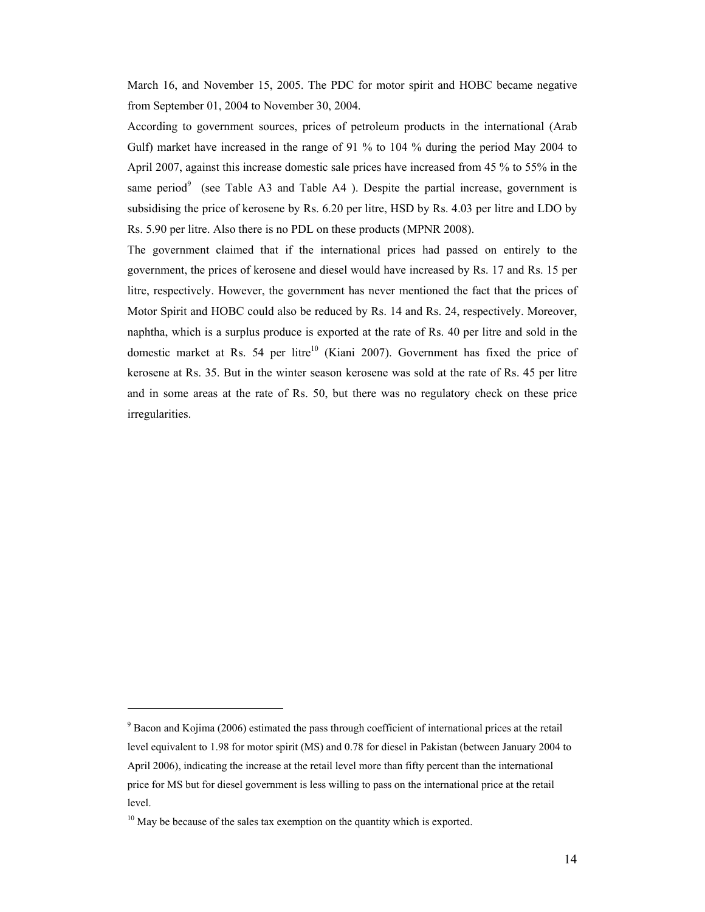March 16, and November 15, 2005. The PDC for motor spirit and HOBC became negative from September 01, 2004 to November 30, 2004.

According to government sources, prices of petroleum products in the international (Arab Gulf) market have increased in the range of 91 % to 104 % during the period May 2004 to April 2007, against this increase domestic sale prices have increased from 45 % to 55% in the same period[9] (see Table A3 and Table A4 ). Despite the partial increase, government is subsidising the price of kerosene by Rs. 6.20 per litre, HSD by Rs. 4.03 per litre and LDO by Rs. 5.90 per litre. Also there is no PDL on these products (MPNR 2008).

The government claimed that if the international prices had passed on entirely to the government, the prices of kerosene and diesel would have increased by Rs. 17 and Rs. 15 per litre, respectively. However, the government has never mentioned the fact that the prices of Motor Spirit and HOBC could also be reduced by Rs. 14 and Rs. 24, respectively. Moreover, naphtha, which is a surplus produce is exported at the rate of Rs. 40 per litre and sold in the domestic market at Rs. 54 per litre[10] (Kiani 2007). Government has fixed the price of kerosene at Rs. 35. But in the winter season kerosene was sold at the rate of Rs. 45 per litre and in some areas at the rate of Rs. 50, but there was no regulatory check on these price irregularities.

---

[9] Bacon and Kojima (2006) estimated the pass through coefficient of international prices at the retail level equivalent to 1.98 for motor spirit (MS) and 0.78 for diesel in Pakistan (between January 2004 to April 2006), indicating the increase at the retail level more than fifty percent than the international price for MS but for diesel government is less willing to pass on the international price at the retail level.

[10] May be because of the sales tax exemption on the quantity which is exported.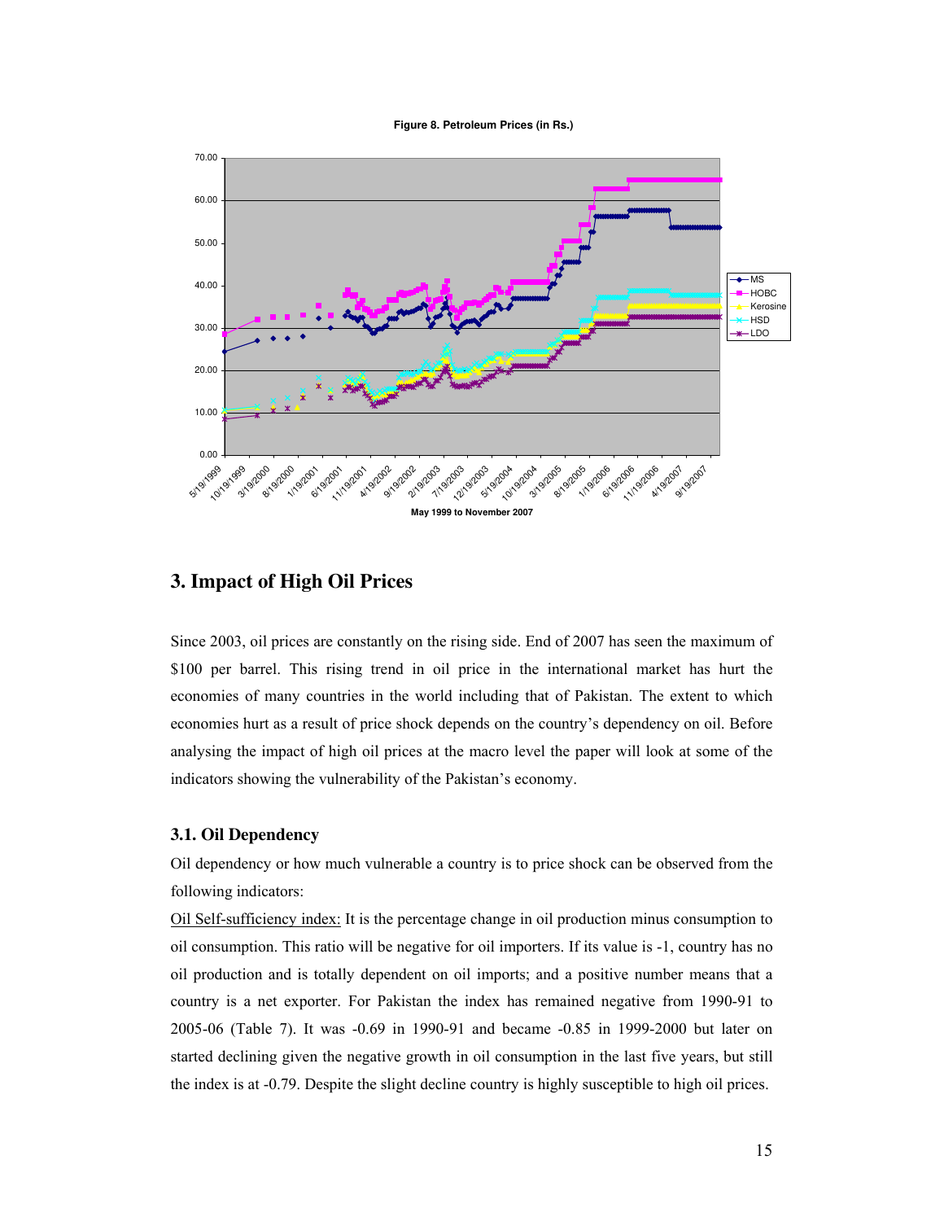**Figure 8. Petroleum Prices (in Rs.)**

## 3. Impact of High Oil Prices

Since 2003, oil prices are constantly on the rising side. End of 2007 has seen the maximum of $100 per barrel. This rising trend in oil price in the international market has hurt the economies of many countries in the world including that of Pakistan. The extent to which economies hurt as a result of price shock depends on the country's dependency on oil. Before analysing the impact of high oil prices at the macro level the paper will look at some of the indicators showing the vulnerability of the Pakistan's economy.

### 3.1. Oil Dependency

Oil dependency or how much vulnerable a country is to price shock can be observed from the following indicators:

Oil Self-sufficiency index: It is the percentage change in oil production minus consumption to oil consumption. This ratio will be negative for oil importers. If its value is -1, country has no oil production and is totally dependent on oil imports; and a positive number means that a country is a net exporter. For Pakistan the index has remained negative from 1990-91 to 2005-06 (Table 7). It was -0.69 in 1990-91 and became -0.85 in 1999-2000 but later on started declining given the negative growth in oil consumption in the last five years, but still the index is at -0.79. Despite the slight decline country is highly susceptible to high oil prices.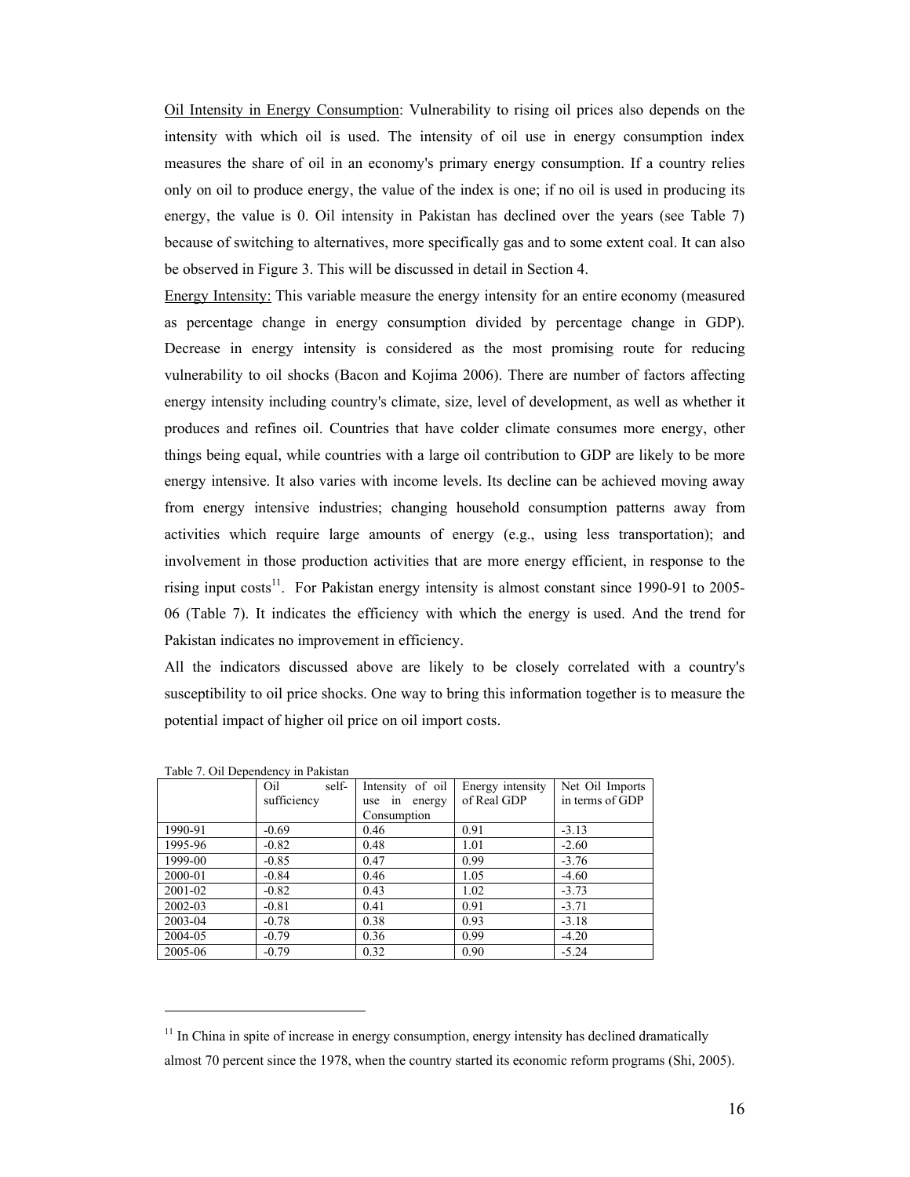Oil Intensity in Energy Consumption: Vulnerability to rising oil prices also depends on the intensity with which oil is used. The intensity of oil use in energy consumption index measures the share of oil in an economy's primary energy consumption. If a country relies only on oil to produce energy, the value of the index is one; if no oil is used in producing its energy, the value is 0. Oil intensity in Pakistan has declined over the years (see Table 7) because of switching to alternatives, more specifically gas and to some extent coal. It can also be observed in Figure 3. This will be discussed in detail in Section 4.

Energy Intensity: This variable measure the energy intensity for an entire economy (measured as percentage change in energy consumption divided by percentage change in GDP). Decrease in energy intensity is considered as the most promising route for reducing vulnerability to oil shocks (Bacon and Kojima 2006). There are number of factors affecting energy intensity including country's climate, size, level of development, as well as whether it produces and refines oil. Countries that have colder climate consumes more energy, other things being equal, while countries with a large oil contribution to GDP are likely to be more energy intensive. It also varies with income levels. Its decline can be achieved moving away from energy intensive industries; changing household consumption patterns away from activities which require large amounts of energy (e.g., using less transportation); and involvement in those production activities that are more energy efficient, in response to the rising input costs[11]. For Pakistan energy intensity is almost constant since 1990-91 to 2005-06 (Table 7). It indicates the efficiency with which the energy is used. And the trend for Pakistan indicates no improvement in efficiency.

All the indicators discussed above are likely to be closely correlated with a country's susceptibility to oil price shocks. One way to bring this information together is to measure the potential impact of higher oil price on oil import costs.

Table 7. Oil Dependency in Pakistan

| | Oil self-sufficiency | Intensity of oil use in energy Consumption | Energy intensity of Real GDP | Net Oil Imports in terms of GDP |
|---|---|---|---|---|
| 1990-91 | -0.69 | 0.46 | 0.91 | -3.13 |
| 1995-96 | -0.82 | 0.48 | 1.01 | -2.60 |
| 1999-00 | -0.85 | 0.47 | 0.99 | -3.76 |
| 2000-01 | -0.84 | 0.46 | 1.05 | -4.60 |
| 2001-02 | -0.82 | 0.43 | 1.02 | -3.73 |
| 2002-03 | -0.81 | 0.41 | 0.91 | -3.71 |
| 2003-04 | -0.78 | 0.38 | 0.93 | -3.18 |
| 2004-05 | -0.79 | 0.36 | 0.99 | -4.20 |
| 2005-06 | -0.79 | 0.32 | 0.90 | -5.24 |

[11] In China in spite of increase in energy consumption, energy intensity has declined dramatically almost 70 percent since the 1978, when the country started its economic reform programs (Shi, 2005).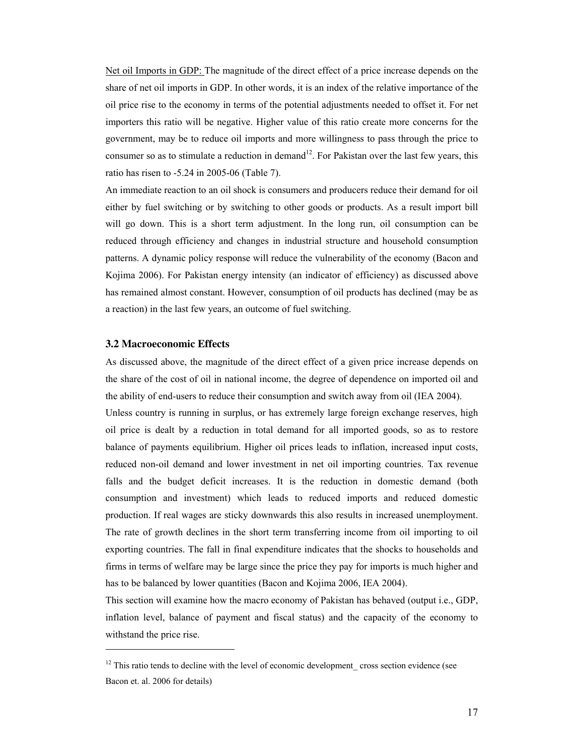Net oil Imports in GDP: The magnitude of the direct effect of a price increase depends on the share of net oil imports in GDP. In other words, it is an index of the relative importance of the oil price rise to the economy in terms of the potential adjustments needed to offset it. For net importers this ratio will be negative. Higher value of this ratio create more concerns for the government, may be to reduce oil imports and more willingness to pass through the price to consumer so as to stimulate a reduction in demand[12]. For Pakistan over the last few years, this ratio has risen to -5.24 in 2005-06 (Table 7).

An immediate reaction to an oil shock is consumers and producers reduce their demand for oil either by fuel switching or by switching to other goods or products. As a result import bill will go down. This is a short term adjustment. In the long run, oil consumption can be reduced through efficiency and changes in industrial structure and household consumption patterns. A dynamic policy response will reduce the vulnerability of the economy (Bacon and Kojima 2006). For Pakistan energy intensity (an indicator of efficiency) as discussed above has remained almost constant. However, consumption of oil products has declined (may be as a reaction) in the last few years, an outcome of fuel switching.

### 3.2 Macroeconomic Effects

As discussed above, the magnitude of the direct effect of a given price increase depends on the share of the cost of oil in national income, the degree of dependence on imported oil and the ability of end-users to reduce their consumption and switch away from oil (IEA 2004).

Unless country is running in surplus, or has extremely large foreign exchange reserves, high oil price is dealt by a reduction in total demand for all imported goods, so as to restore balance of payments equilibrium. Higher oil prices leads to inflation, increased input costs, reduced non-oil demand and lower investment in net oil importing countries. Tax revenue falls and the budget deficit increases. It is the reduction in domestic demand (both consumption and investment) which leads to reduced imports and reduced domestic production. If real wages are sticky downwards this also results in increased unemployment. The rate of growth declines in the short term transferring income from oil importing to oil exporting countries. The fall in final expenditure indicates that the shocks to households and firms in terms of welfare may be large since the price they pay for imports is much higher and has to be balanced by lower quantities (Bacon and Kojima 2006, IEA 2004).

This section will examine how the macro economy of Pakistan has behaved (output i.e., GDP, inflation level, balance of payment and fiscal status) and the capacity of the economy to withstand the price rise.

---

[12] This ratio tends to decline with the level of economic development_ cross section evidence (see Bacon et. al. 2006 for details)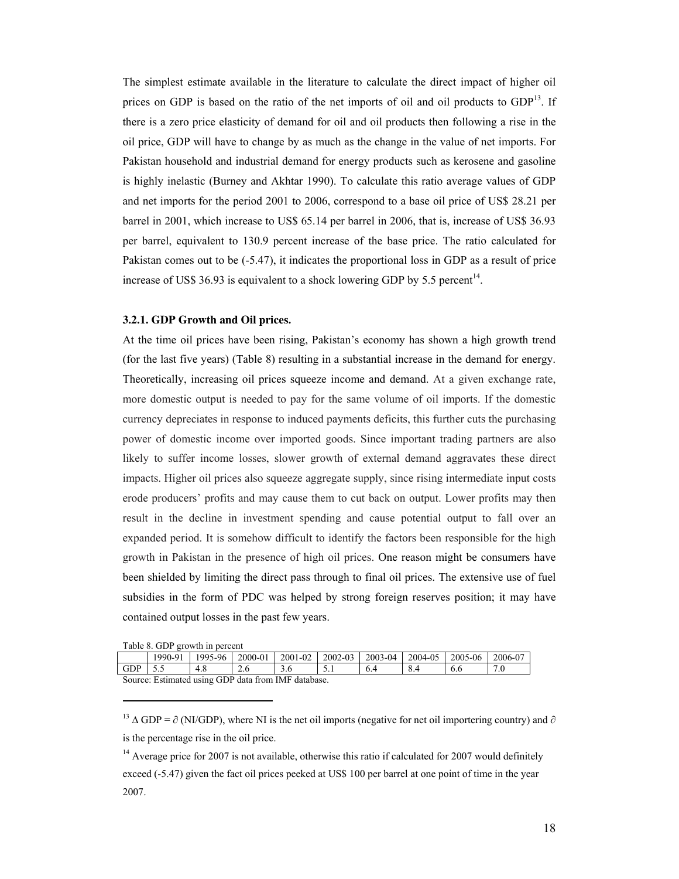The simplest estimate available in the literature to calculate the direct impact of higher oil prices on GDP is based on the ratio of the net imports of oil and oil products to GDP[13]. If there is a zero price elasticity of demand for oil and oil products then following a rise in the oil price, GDP will have to change by as much as the change in the value of net imports. For Pakistan household and industrial demand for energy products such as kerosene and gasoline is highly inelastic (Burney and Akhtar 1990). To calculate this ratio average values of GDP and net imports for the period 2001 to 2006, correspond to a base oil price of US$ 28.21 per barrel in 2001, which increase to US$ 65.14 per barrel in 2006, that is, increase of US$ 36.93 per barrel, equivalent to 130.9 percent increase of the base price. The ratio calculated for Pakistan comes out to be (-5.47), it indicates the proportional loss in GDP as a result of price increase of US$ 36.93 is equivalent to a shock lowering GDP by 5.5 percent[14].

### 3.2.1. GDP Growth and Oil prices.

At the time oil prices have been rising, Pakistan's economy has shown a high growth trend (for the last five years) (Table 8) resulting in a substantial increase in the demand for energy. Theoretically, increasing oil prices squeeze income and demand. At a given exchange rate, more domestic output is needed to pay for the same volume of oil imports. If the domestic currency depreciates in response to induced payments deficits, this further cuts the purchasing power of domestic income over imported goods. Since important trading partners are also likely to suffer income losses, slower growth of external demand aggravates these direct impacts. Higher oil prices also squeeze aggregate supply, since rising intermediate input costs erode producers' profits and may cause them to cut back on output. Lower profits may then result in the decline in investment spending and cause potential output to fall over an expanded period. It is somehow difficult to identify the factors been responsible for the high growth in Pakistan in the presence of high oil prices. One reason might be consumers have been shielded by limiting the direct pass through to final oil prices. The extensive use of fuel subsidies in the form of PDC was helped by strong foreign reserves position; it may have contained output losses in the past few years.

Table 8. GDP growth in percent

| | 1990-91 | 1995-96 | 2000-01 | 2001-02 | 2002-03 | 2003-04 | 2004-05 | 2005-06 | 2006-07 |
|---|---|---|---|---|---|---|---|---|---|
| GDP | 5.5 | 4.8 | 2.6 | 3.6 | 5.1 | 6.4 | 8.4 | 6.6 | 7.0 |

Source: Estimated using GDP data from IMF database.

---

[13] $\Delta \text{GDP} = \partial\,(\text{NI}/\text{GDP})$, where NI is the net oil imports (negative for net oil importering country) and $\partial$ is the percentage rise in the oil price.

[14] Average price for 2007 is not available, otherwise this ratio if calculated for 2007 would definitely exceed (-5.47) given the fact oil prices peeked at US$ 100 per barrel at one point of time in the year 2007.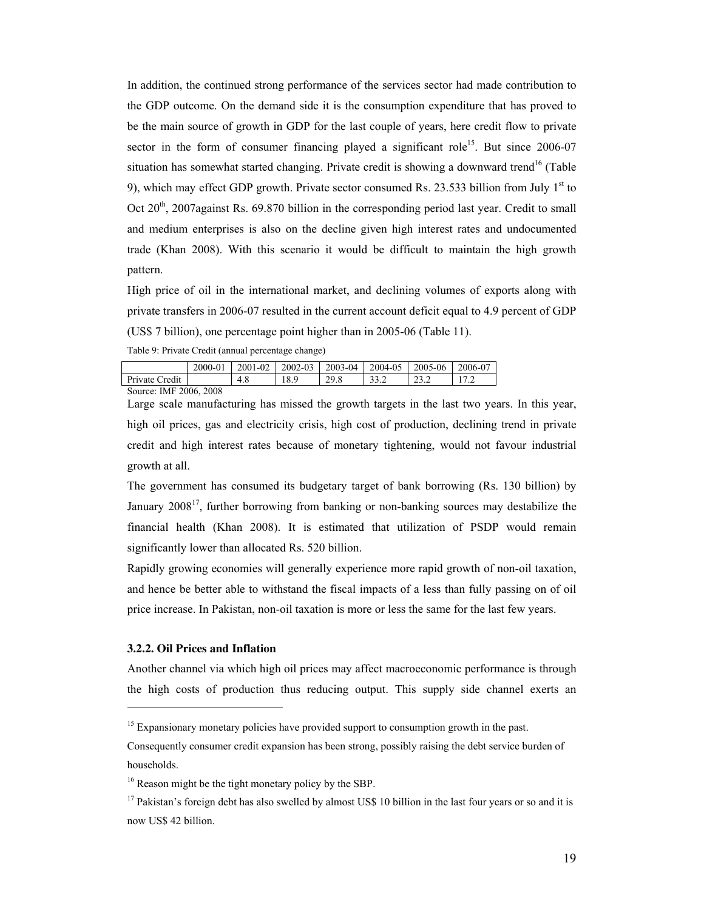In addition, the continued strong performance of the services sector had made contribution to the GDP outcome. On the demand side it is the consumption expenditure that has proved to be the main source of growth in GDP for the last couple of years, here credit flow to private sector in the form of consumer financing played a significant role[15]. But since 2006-07 situation has somewhat started changing. Private credit is showing a downward trend[16] (Table 9), which may effect GDP growth. Private sector consumed Rs. 23.533 billion from July 1st to Oct 20th, 2007against Rs. 69.870 billion in the corresponding period last year. Credit to small and medium enterprises is also on the decline given high interest rates and undocumented trade (Khan 2008). With this scenario it would be difficult to maintain the high growth pattern.

High price of oil in the international market, and declining volumes of exports along with private transfers in 2006-07 resulted in the current account deficit equal to 4.9 percent of GDP (US$ 7 billion), one percentage point higher than in 2005-06 (Table 11).

Table 9: Private Credit (annual percentage change)

| | 2000-01 | 2001-02 | 2002-03 | 2003-04 | 2004-05 | 2005-06 | 2006-07 |
|---|---|---|---|---|---|---|---|
| Private Credit | | 4.8 | 18.9 | 29.8 | 33.2 | 23.2 | 17.2 |

Source: IMF 2006, 2008

Large scale manufacturing has missed the growth targets in the last two years. In this year, high oil prices, gas and electricity crisis, high cost of production, declining trend in private credit and high interest rates because of monetary tightening, would not favour industrial growth at all.

The government has consumed its budgetary target of bank borrowing (Rs. 130 billion) by January 2008[17], further borrowing from banking or non-banking sources may destabilize the financial health (Khan 2008). It is estimated that utilization of PSDP would remain significantly lower than allocated Rs. 520 billion.

Rapidly growing economies will generally experience more rapid growth of non-oil taxation, and hence be better able to withstand the fiscal impacts of a less than fully passing on of oil price increase. In Pakistan, non-oil taxation is more or less the same for the last few years.

### 3.2.2. Oil Prices and Inflation

Another channel via which high oil prices may affect macroeconomic performance is through the high costs of production thus reducing output. This supply side channel exerts an

---

[15] Expansionary monetary policies have provided support to consumption growth in the past. Consequently consumer credit expansion has been strong, possibly raising the debt service burden of households.

[16] Reason might be the tight monetary policy by the SBP.

[17] Pakistan's foreign debt has also swelled by almost US$ 10 billion in the last four years or so and it is now US$ 42 billion.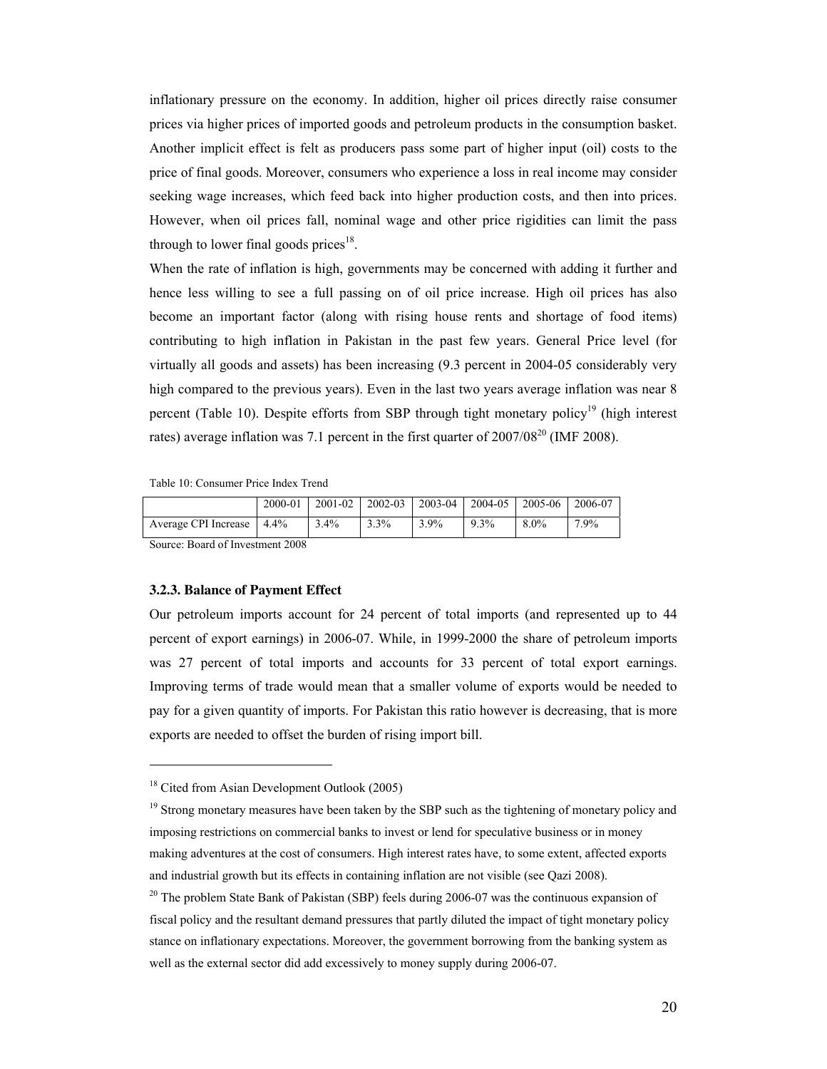inflationary pressure on the economy. In addition, higher oil prices directly raise consumer prices via higher prices of imported goods and petroleum products in the consumption basket. Another implicit effect is felt as producers pass some part of higher input (oil) costs to the price of final goods. Moreover, consumers who experience a loss in real income may consider seeking wage increases, which feed back into higher production costs, and then into prices. However, when oil prices fall, nominal wage and other price rigidities can limit the pass through to lower final goods prices[18].

When the rate of inflation is high, governments may be concerned with adding it further and hence less willing to see a full passing on of oil price increase. High oil prices has also become an important factor (along with rising house rents and shortage of food items) contributing to high inflation in Pakistan in the past few years. General Price level (for virtually all goods and assets) has been increasing (9.3 percent in 2004-05 considerably very high compared to the previous years). Even in the last two years average inflation was near 8 percent (Table 10). Despite efforts from SBP through tight monetary policy[19] (high interest rates) average inflation was 7.1 percent in the first quarter of 2007/08[20] (IMF 2008).

Table 10: Consumer Price Index Trend

| | 2000-01 | 2001-02 | 2002-03 | 2003-04 | 2004-05 | 2005-06 | 2006-07 |
|---|---|---|---|---|---|---|---|
| Average CPI Increase | 4.4% | 3.4% | 3.3% | 3.9% | 9.3% | 8.0% | 7.9% |

Source: Board of Investment 2008

### 3.2.3. Balance of Payment Effect

Our petroleum imports account for 24 percent of total imports (and represented up to 44 percent of export earnings) in 2006-07. While, in 1999-2000 the share of petroleum imports was 27 percent of total imports and accounts for 33 percent of total export earnings. Improving terms of trade would mean that a smaller volume of exports would be needed to pay for a given quantity of imports. For Pakistan this ratio however is decreasing, that is more exports are needed to offset the burden of rising import bill.

---

[18] Cited from Asian Development Outlook (2005)

[19] Strong monetary measures have been taken by the SBP such as the tightening of monetary policy and imposing restrictions on commercial banks to invest or lend for speculative business or in money making adventures at the cost of consumers. High interest rates have, to some extent, affected exports and industrial growth but its effects in containing inflation are not visible (see Qazi 2008).

[20] The problem State Bank of Pakistan (SBP) feels during 2006-07 was the continuous expansion of fiscal policy and the resultant demand pressures that partly diluted the impact of tight monetary policy stance on inflationary expectations. Moreover, the government borrowing from the banking system as well as the external sector did add excessively to money supply during 2006-07.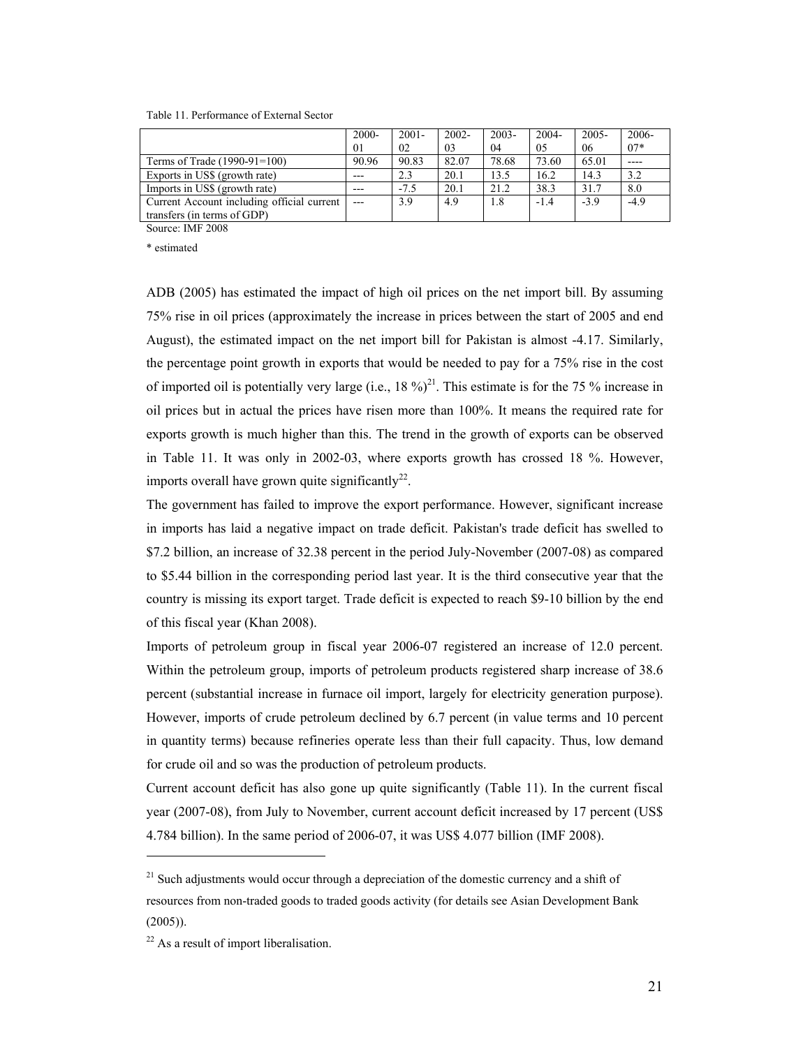Table 11. Performance of External Sector

| | 2000-01 | 2001-02 | 2002-03 | 2003-04 | 2004-05 | 2005-06 | 2006-07* |
|---|---|---|---|---|---|---|---|
| Terms of Trade (1990-91=100) | 90.96 | 90.83 | 82.07 | 78.68 | 73.60 | 65.01 | ---- |
| Exports in US$ (growth rate) | --- | 2.3 | 20.1 | 13.5 | 16.2 | 14.3 | 3.2 |
| Imports in US$ (growth rate) | --- | -7.5 | 20.1 | 21.2 | 38.3 | 31.7 | 8.0 |
| Current Account including official current transfers (in terms of GDP) | --- | 3.9 | 4.9 | 1.8 | -1.4 | -3.9 | -4.9 |

Source: IMF 2008

\* estimated

ADB (2005) has estimated the impact of high oil prices on the net import bill. By assuming 75% rise in oil prices (approximately the increase in prices between the start of 2005 and end August), the estimated impact on the net import bill for Pakistan is almost -4.17. Similarly, the percentage point growth in exports that would be needed to pay for a 75% rise in the cost of imported oil is potentially very large (i.e., 18 %)[21]. This estimate is for the 75 % increase in oil prices but in actual the prices have risen more than 100%. It means the required rate for exports growth is much higher than this. The trend in the growth of exports can be observed in Table 11. It was only in 2002-03, where exports growth has crossed 18 %. However, imports overall have grown quite significantly[22].

The government has failed to improve the export performance. However, significant increase in imports has laid a negative impact on trade deficit. Pakistan's trade deficit has swelled to $7.2 billion, an increase of 32.38 percent in the period July-November (2007-08) as compared to $5.44 billion in the corresponding period last year. It is the third consecutive year that the country is missing its export target. Trade deficit is expected to reach $9-10 billion by the end of this fiscal year (Khan 2008).

Imports of petroleum group in fiscal year 2006-07 registered an increase of 12.0 percent. Within the petroleum group, imports of petroleum products registered sharp increase of 38.6 percent (substantial increase in furnace oil import, largely for electricity generation purpose). However, imports of crude petroleum declined by 6.7 percent (in value terms and 10 percent in quantity terms) because refineries operate less than their full capacity. Thus, low demand for crude oil and so was the production of petroleum products.

Current account deficit has also gone up quite significantly (Table 11). In the current fiscal year (2007-08), from July to November, current account deficit increased by 17 percent (US$ 4.784 billion). In the same period of 2006-07, it was US$ 4.077 billion (IMF 2008).

---

[21] Such adjustments would occur through a depreciation of the domestic currency and a shift of resources from non-traded goods to traded goods activity (for details see Asian Development Bank (2005)).

[22] As a result of import liberalisation.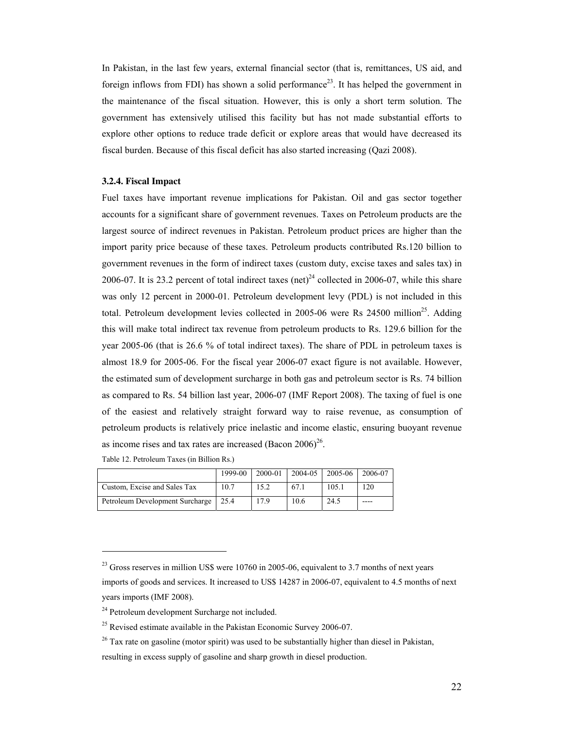In Pakistan, in the last few years, external financial sector (that is, remittances, US aid, and foreign inflows from FDI) has shown a solid performance[23]. It has helped the government in the maintenance of the fiscal situation. However, this is only a short term solution. The government has extensively utilised this facility but has not made substantial efforts to explore other options to reduce trade deficit or explore areas that would have decreased its fiscal burden. Because of this fiscal deficit has also started increasing (Qazi 2008).

### 3.2.4. Fiscal Impact

Fuel taxes have important revenue implications for Pakistan. Oil and gas sector together accounts for a significant share of government revenues. Taxes on Petroleum products are the largest source of indirect revenues in Pakistan. Petroleum product prices are higher than the import parity price because of these taxes. Petroleum products contributed Rs.120 billion to government revenues in the form of indirect taxes (custom duty, excise taxes and sales tax) in 2006-07. It is 23.2 percent of total indirect taxes (net)[24] collected in 2006-07, while this share was only 12 percent in 2000-01. Petroleum development levy (PDL) is not included in this total. Petroleum development levies collected in 2005-06 were Rs 24500 million[25]. Adding this will make total indirect tax revenue from petroleum products to Rs. 129.6 billion for the year 2005-06 (that is 26.6 % of total indirect taxes). The share of PDL in petroleum taxes is almost 18.9 for 2005-06. For the fiscal year 2006-07 exact figure is not available. However, the estimated sum of development surcharge in both gas and petroleum sector is Rs. 74 billion as compared to Rs. 54 billion last year, 2006-07 (IMF Report 2008). The taxing of fuel is one of the easiest and relatively straight forward way to raise revenue, as consumption of petroleum products is relatively price inelastic and income elastic, ensuring buoyant revenue as income rises and tax rates are increased (Bacon 2006)[26].

Table 12. Petroleum Taxes (in Billion Rs.)

| | 1999-00 | 2000-01 | 2004-05 | 2005-06 | 2006-07 |
|---|---|---|---|---|---|
| Custom, Excise and Sales Tax | 10.7 | 15.2 | 67.1 | 105.1 | 120 |
| Petroleum Development Surcharge | 25.4 | 17.9 | 10.6 | 24.5 | ---- |

---

[23] Gross reserves in million US$ were 10760 in 2005-06, equivalent to 3.7 months of next years imports of goods and services. It increased to US$ 14287 in 2006-07, equivalent to 4.5 months of next years imports (IMF 2008).

[24] Petroleum development Surcharge not included.

[25] Revised estimate available in the Pakistan Economic Survey 2006-07.

[26] Tax rate on gasoline (motor spirit) was used to be substantially higher than diesel in Pakistan, resulting in excess supply of gasoline and sharp growth in diesel production.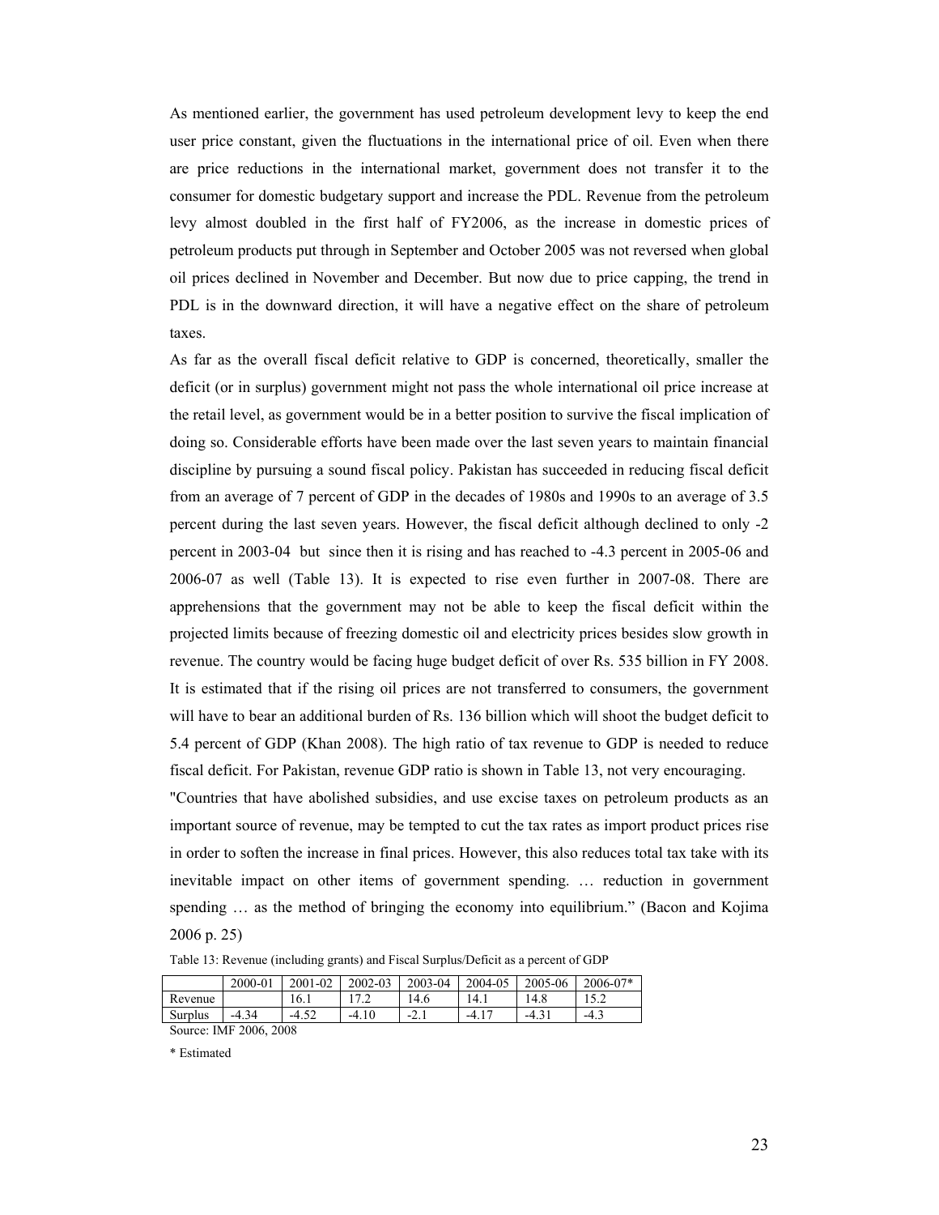As mentioned earlier, the government has used petroleum development levy to keep the end user price constant, given the fluctuations in the international price of oil. Even when there are price reductions in the international market, government does not transfer it to the consumer for domestic budgetary support and increase the PDL. Revenue from the petroleum levy almost doubled in the first half of FY2006, as the increase in domestic prices of petroleum products put through in September and October 2005 was not reversed when global oil prices declined in November and December. But now due to price capping, the trend in PDL is in the downward direction, it will have a negative effect on the share of petroleum taxes.

As far as the overall fiscal deficit relative to GDP is concerned, theoretically, smaller the deficit (or in surplus) government might not pass the whole international oil price increase at the retail level, as government would be in a better position to survive the fiscal implication of doing so. Considerable efforts have been made over the last seven years to maintain financial discipline by pursuing a sound fiscal policy. Pakistan has succeeded in reducing fiscal deficit from an average of 7 percent of GDP in the decades of 1980s and 1990s to an average of 3.5 percent during the last seven years. However, the fiscal deficit although declined to only -2 percent in 2003-04 but since then it is rising and has reached to -4.3 percent in 2005-06 and 2006-07 as well (Table 13). It is expected to rise even further in 2007-08. There are apprehensions that the government may not be able to keep the fiscal deficit within the projected limits because of freezing domestic oil and electricity prices besides slow growth in revenue. The country would be facing huge budget deficit of over Rs. 535 billion in FY 2008. It is estimated that if the rising oil prices are not transferred to consumers, the government will have to bear an additional burden of Rs. 136 billion which will shoot the budget deficit to 5.4 percent of GDP (Khan 2008). The high ratio of tax revenue to GDP is needed to reduce fiscal deficit. For Pakistan, revenue GDP ratio is shown in Table 13, not very encouraging.

"Countries that have abolished subsidies, and use excise taxes on petroleum products as an important source of revenue, may be tempted to cut the tax rates as import product prices rise in order to soften the increase in final prices. However, this also reduces total tax take with its inevitable impact on other items of government spending. … reduction in government spending … as the method of bringing the economy into equilibrium." (Bacon and Kojima 2006 p. 25)

Table 13: Revenue (including grants) and Fiscal Surplus/Deficit as a percent of GDP

| | 2000-01 | 2001-02 | 2002-03 | 2003-04 | 2004-05 | 2005-06 | 2006-07* |
|---|---|---|---|---|---|---|---|
| Revenue | | 16.1 | 17.2 | 14.6 | 14.1 | 14.8 | 15.2 |
| Surplus | -4.34 | -4.52 | -4.10 | -2.1 | -4.17 | -4.31 | -4.3 |

Source: IMF 2006, 2008

* Estimated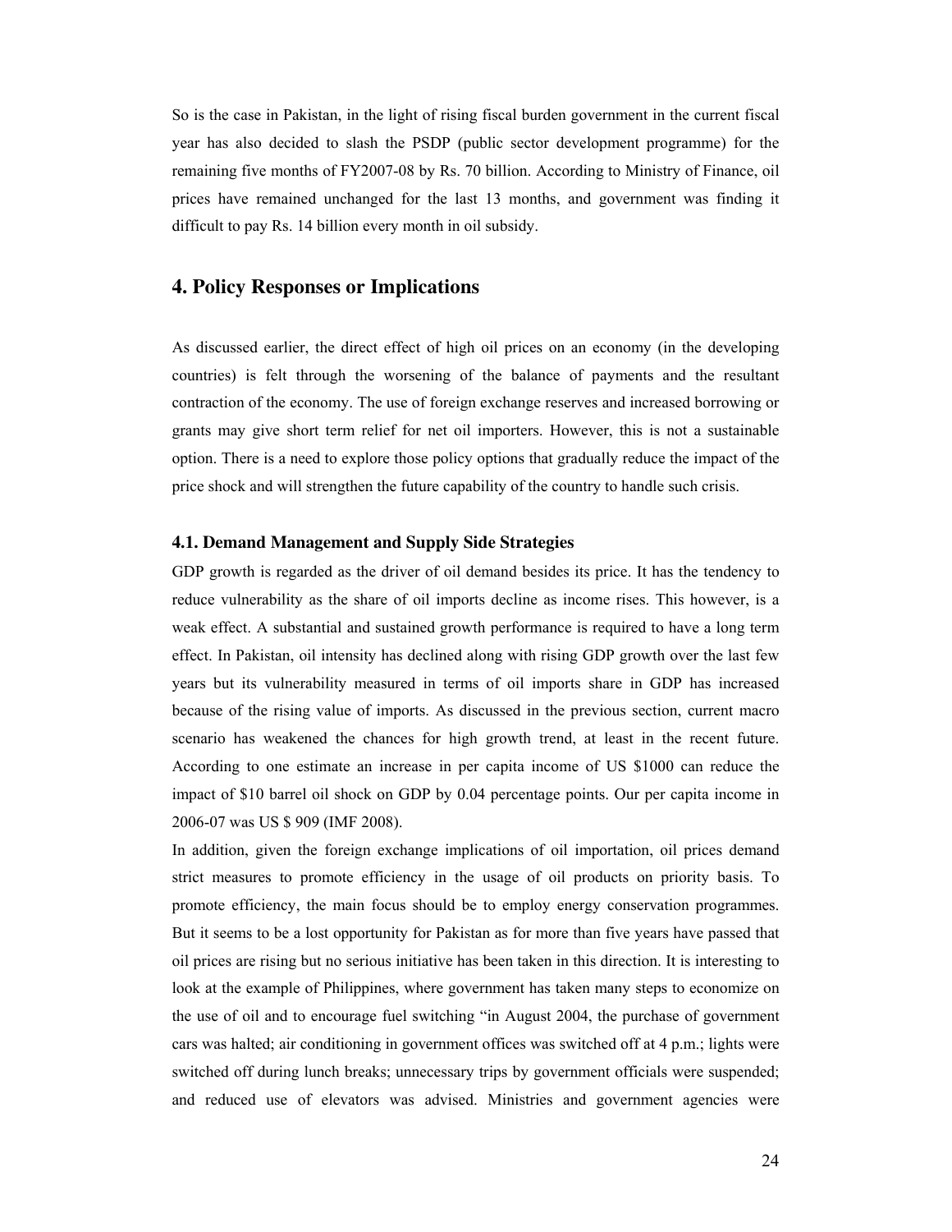So is the case in Pakistan, in the light of rising fiscal burden government in the current fiscal year has also decided to slash the PSDP (public sector development programme) for the remaining five months of FY2007-08 by Rs. 70 billion. According to Ministry of Finance, oil prices have remained unchanged for the last 13 months, and government was finding it difficult to pay Rs. 14 billion every month in oil subsidy.

## 4. Policy Responses or Implications

As discussed earlier, the direct effect of high oil prices on an economy (in the developing countries) is felt through the worsening of the balance of payments and the resultant contraction of the economy. The use of foreign exchange reserves and increased borrowing or grants may give short term relief for net oil importers. However, this is not a sustainable option. There is a need to explore those policy options that gradually reduce the impact of the price shock and will strengthen the future capability of the country to handle such crisis.

### 4.1. Demand Management and Supply Side Strategies

GDP growth is regarded as the driver of oil demand besides its price. It has the tendency to reduce vulnerability as the share of oil imports decline as income rises. This however, is a weak effect. A substantial and sustained growth performance is required to have a long term effect. In Pakistan, oil intensity has declined along with rising GDP growth over the last few years but its vulnerability measured in terms of oil imports share in GDP has increased because of the rising value of imports. As discussed in the previous section, current macro scenario has weakened the chances for high growth trend, at least in the recent future. According to one estimate an increase in per capita income of US $1000 can reduce the impact of $10 barrel oil shock on GDP by 0.04 percentage points. Our per capita income in 2006-07 was US $ 909 (IMF 2008).

In addition, given the foreign exchange implications of oil importation, oil prices demand strict measures to promote efficiency in the usage of oil products on priority basis. To promote efficiency, the main focus should be to employ energy conservation programmes. But it seems to be a lost opportunity for Pakistan as for more than five years have passed that oil prices are rising but no serious initiative has been taken in this direction. It is interesting to look at the example of Philippines, where government has taken many steps to economize on the use of oil and to encourage fuel switching "in August 2004, the purchase of government cars was halted; air conditioning in government offices was switched off at 4 p.m.; lights were switched off during lunch breaks; unnecessary trips by government officials were suspended; and reduced use of elevators was advised. Ministries and government agencies were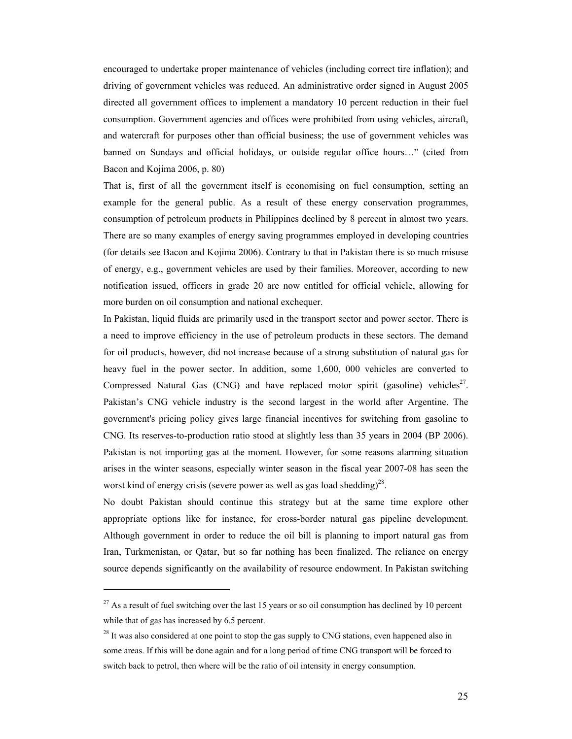encouraged to undertake proper maintenance of vehicles (including correct tire inflation); and driving of government vehicles was reduced. An administrative order signed in August 2005 directed all government offices to implement a mandatory 10 percent reduction in their fuel consumption. Government agencies and offices were prohibited from using vehicles, aircraft, and watercraft for purposes other than official business; the use of government vehicles was banned on Sundays and official holidays, or outside regular office hours…" (cited from Bacon and Kojima 2006, p. 80)

That is, first of all the government itself is economising on fuel consumption, setting an example for the general public. As a result of these energy conservation programmes, consumption of petroleum products in Philippines declined by 8 percent in almost two years. There are so many examples of energy saving programmes employed in developing countries (for details see Bacon and Kojima 2006). Contrary to that in Pakistan there is so much misuse of energy, e.g., government vehicles are used by their families. Moreover, according to new notification issued, officers in grade 20 are now entitled for official vehicle, allowing for more burden on oil consumption and national exchequer.

In Pakistan, liquid fluids are primarily used in the transport sector and power sector. There is a need to improve efficiency in the use of petroleum products in these sectors. The demand for oil products, however, did not increase because of a strong substitution of natural gas for heavy fuel in the power sector. In addition, some 1,600, 000 vehicles are converted to Compressed Natural Gas (CNG) and have replaced motor spirit (gasoline) vehicles[27]. Pakistan's CNG vehicle industry is the second largest in the world after Argentine. The government's pricing policy gives large financial incentives for switching from gasoline to CNG. Its reserves-to-production ratio stood at slightly less than 35 years in 2004 (BP 2006). Pakistan is not importing gas at the moment. However, for some reasons alarming situation arises in the winter seasons, especially winter season in the fiscal year 2007-08 has seen the worst kind of energy crisis (severe power as well as gas load shedding)[28].

No doubt Pakistan should continue this strategy but at the same time explore other appropriate options like for instance, for cross-border natural gas pipeline development. Although government in order to reduce the oil bill is planning to import natural gas from Iran, Turkmenistan, or Qatar, but so far nothing has been finalized. The reliance on energy source depends significantly on the availability of resource endowment. In Pakistan switching

---

[27] As a result of fuel switching over the last 15 years or so oil consumption has declined by 10 percent while that of gas has increased by 6.5 percent.

[28] It was also considered at one point to stop the gas supply to CNG stations, even happened also in some areas. If this will be done again and for a long period of time CNG transport will be forced to switch back to petrol, then where will be the ratio of oil intensity in energy consumption.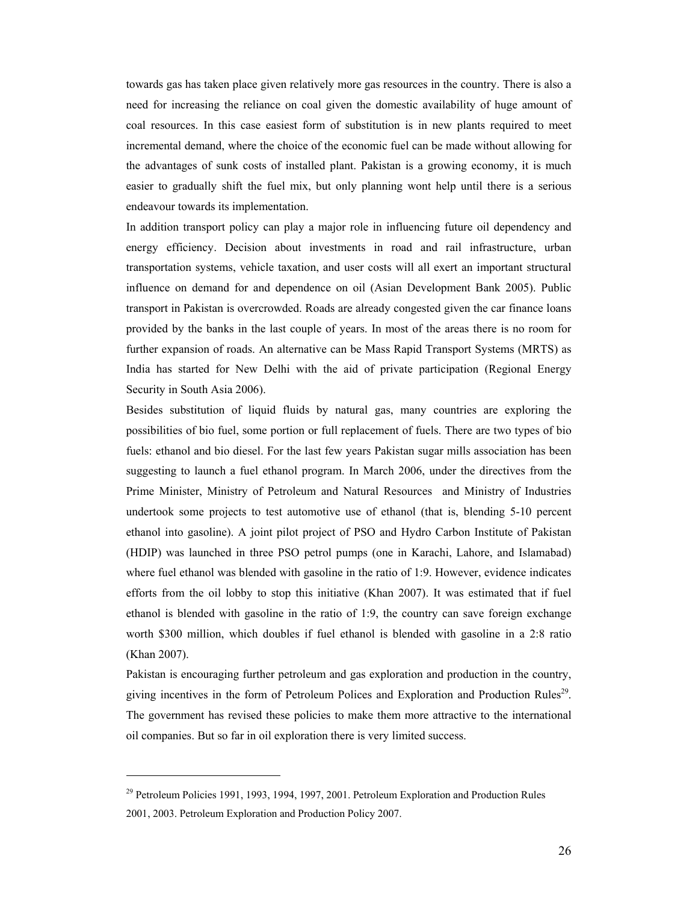towards gas has taken place given relatively more gas resources in the country. There is also a need for increasing the reliance on coal given the domestic availability of huge amount of coal resources. In this case easiest form of substitution is in new plants required to meet incremental demand, where the choice of the economic fuel can be made without allowing for the advantages of sunk costs of installed plant. Pakistan is a growing economy, it is much easier to gradually shift the fuel mix, but only planning wont help until there is a serious endeavour towards its implementation.

In addition transport policy can play a major role in influencing future oil dependency and energy efficiency. Decision about investments in road and rail infrastructure, urban transportation systems, vehicle taxation, and user costs will all exert an important structural influence on demand for and dependence on oil (Asian Development Bank 2005). Public transport in Pakistan is overcrowded. Roads are already congested given the car finance loans provided by the banks in the last couple of years. In most of the areas there is no room for further expansion of roads. An alternative can be Mass Rapid Transport Systems (MRTS) as India has started for New Delhi with the aid of private participation (Regional Energy Security in South Asia 2006).

Besides substitution of liquid fluids by natural gas, many countries are exploring the possibilities of bio fuel, some portion or full replacement of fuels. There are two types of bio fuels: ethanol and bio diesel. For the last few years Pakistan sugar mills association has been suggesting to launch a fuel ethanol program. In March 2006, under the directives from the Prime Minister, Ministry of Petroleum and Natural Resources and Ministry of Industries undertook some projects to test automotive use of ethanol (that is, blending 5-10 percent ethanol into gasoline). A joint pilot project of PSO and Hydro Carbon Institute of Pakistan (HDIP) was launched in three PSO petrol pumps (one in Karachi, Lahore, and Islamabad) where fuel ethanol was blended with gasoline in the ratio of 1:9. However, evidence indicates efforts from the oil lobby to stop this initiative (Khan 2007). It was estimated that if fuel ethanol is blended with gasoline in the ratio of 1:9, the country can save foreign exchange worth $300 million, which doubles if fuel ethanol is blended with gasoline in a 2:8 ratio (Khan 2007).

Pakistan is encouraging further petroleum and gas exploration and production in the country, giving incentives in the form of Petroleum Polices and Exploration and Production Rules[29]. The government has revised these policies to make them more attractive to the international oil companies. But so far in oil exploration there is very limited success.

---

[29] Petroleum Policies 1991, 1993, 1994, 1997, 2001. Petroleum Exploration and Production Rules 2001, 2003. Petroleum Exploration and Production Policy 2007.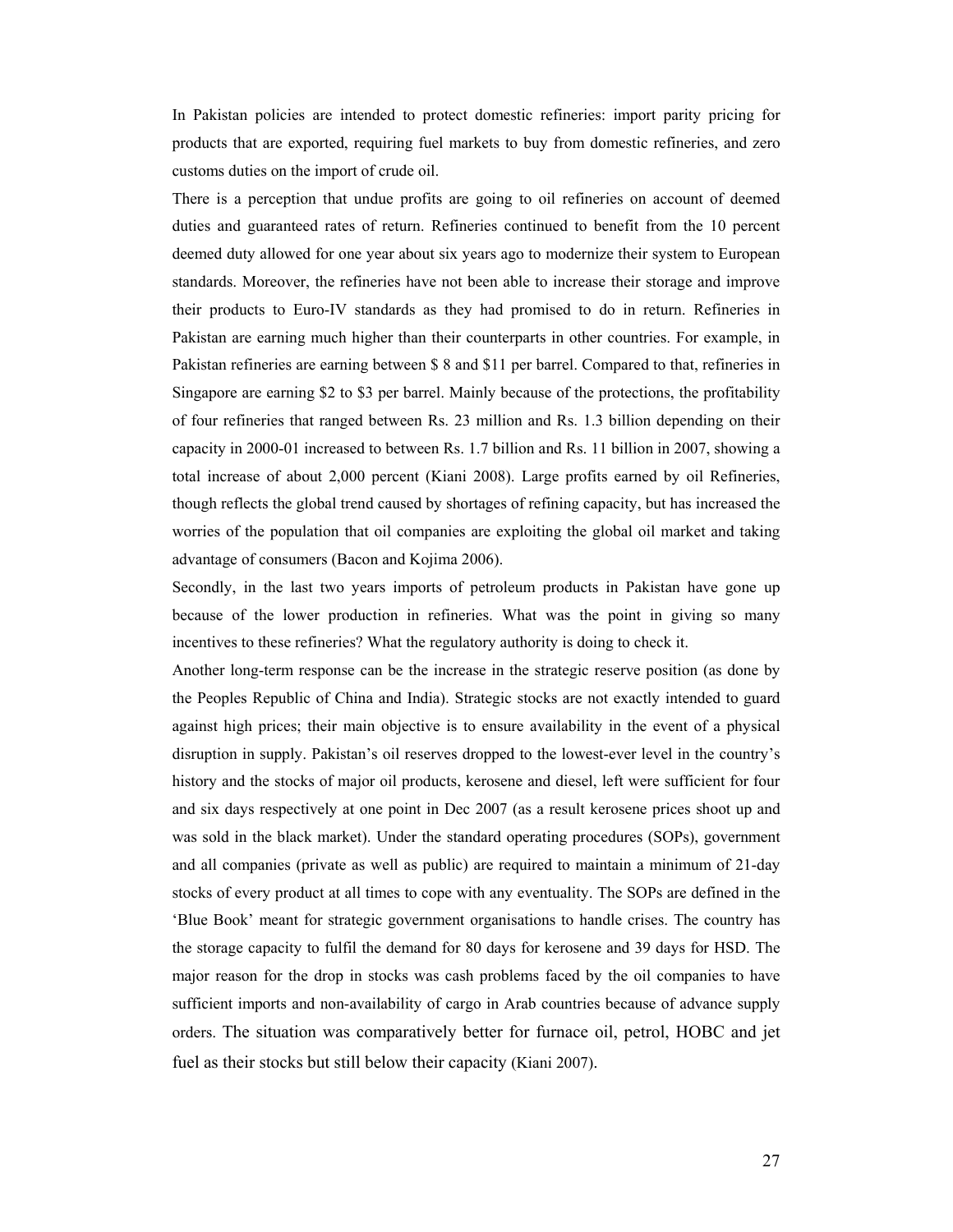In Pakistan policies are intended to protect domestic refineries: import parity pricing for products that are exported, requiring fuel markets to buy from domestic refineries, and zero customs duties on the import of crude oil.

There is a perception that undue profits are going to oil refineries on account of deemed duties and guaranteed rates of return. Refineries continued to benefit from the 10 percent deemed duty allowed for one year about six years ago to modernize their system to European standards. Moreover, the refineries have not been able to increase their storage and improve their products to Euro-IV standards as they had promised to do in return. Refineries in Pakistan are earning much higher than their counterparts in other countries. For example, in Pakistan refineries are earning between $ 8 and $11 per barrel. Compared to that, refineries in Singapore are earning $2 to $3 per barrel. Mainly because of the protections, the profitability of four refineries that ranged between Rs. 23 million and Rs. 1.3 billion depending on their capacity in 2000-01 increased to between Rs. 1.7 billion and Rs. 11 billion in 2007, showing a total increase of about 2,000 percent (Kiani 2008). Large profits earned by oil Refineries, though reflects the global trend caused by shortages of refining capacity, but has increased the worries of the population that oil companies are exploiting the global oil market and taking advantage of consumers (Bacon and Kojima 2006).

Secondly, in the last two years imports of petroleum products in Pakistan have gone up because of the lower production in refineries. What was the point in giving so many incentives to these refineries? What the regulatory authority is doing to check it.

Another long-term response can be the increase in the strategic reserve position (as done by the Peoples Republic of China and India). Strategic stocks are not exactly intended to guard against high prices; their main objective is to ensure availability in the event of a physical disruption in supply. Pakistan's oil reserves dropped to the lowest-ever level in the country's history and the stocks of major oil products, kerosene and diesel, left were sufficient for four and six days respectively at one point in Dec 2007 (as a result kerosene prices shoot up and was sold in the black market). Under the standard operating procedures (SOPs), government and all companies (private as well as public) are required to maintain a minimum of 21-day stocks of every product at all times to cope with any eventuality. The SOPs are defined in the 'Blue Book' meant for strategic government organisations to handle crises. The country has the storage capacity to fulfil the demand for 80 days for kerosene and 39 days for HSD. The major reason for the drop in stocks was cash problems faced by the oil companies to have sufficient imports and non-availability of cargo in Arab countries because of advance supply orders. The situation was comparatively better for furnace oil, petrol, HOBC and jet fuel as their stocks but still below their capacity (Kiani 2007).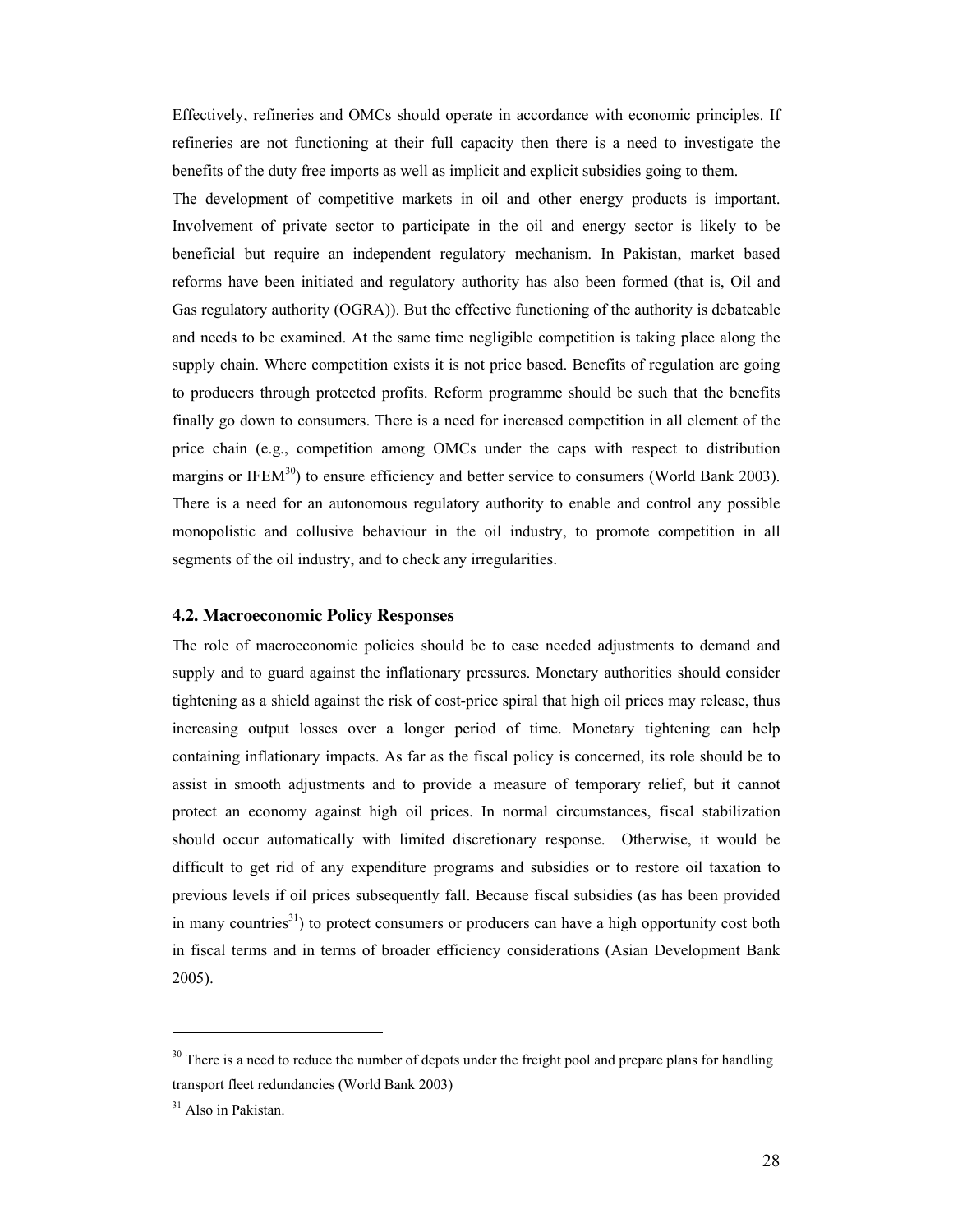Effectively, refineries and OMCs should operate in accordance with economic principles. If refineries are not functioning at their full capacity then there is a need to investigate the benefits of the duty free imports as well as implicit and explicit subsidies going to them.

The development of competitive markets in oil and other energy products is important. Involvement of private sector to participate in the oil and energy sector is likely to be beneficial but require an independent regulatory mechanism. In Pakistan, market based reforms have been initiated and regulatory authority has also been formed (that is, Oil and Gas regulatory authority (OGRA)). But the effective functioning of the authority is debateable and needs to be examined. At the same time negligible competition is taking place along the supply chain. Where competition exists it is not price based. Benefits of regulation are going to producers through protected profits. Reform programme should be such that the benefits finally go down to consumers. There is a need for increased competition in all element of the price chain (e.g., competition among OMCs under the caps with respect to distribution margins or IFEM[30]) to ensure efficiency and better service to consumers (World Bank 2003). There is a need for an autonomous regulatory authority to enable and control any possible monopolistic and collusive behaviour in the oil industry, to promote competition in all segments of the oil industry, and to check any irregularities.

### 4.2. Macroeconomic Policy Responses

The role of macroeconomic policies should be to ease needed adjustments to demand and supply and to guard against the inflationary pressures. Monetary authorities should consider tightening as a shield against the risk of cost-price spiral that high oil prices may release, thus increasing output losses over a longer period of time. Monetary tightening can help containing inflationary impacts. As far as the fiscal policy is concerned, its role should be to assist in smooth adjustments and to provide a measure of temporary relief, but it cannot protect an economy against high oil prices. In normal circumstances, fiscal stabilization should occur automatically with limited discretionary response. Otherwise, it would be difficult to get rid of any expenditure programs and subsidies or to restore oil taxation to previous levels if oil prices subsequently fall. Because fiscal subsidies (as has been provided in many countries[31]) to protect consumers or producers can have a high opportunity cost both in fiscal terms and in terms of broader efficiency considerations (Asian Development Bank 2005).

---

[30] There is a need to reduce the number of depots under the freight pool and prepare plans for handling transport fleet redundancies (World Bank 2003)

[31] Also in Pakistan.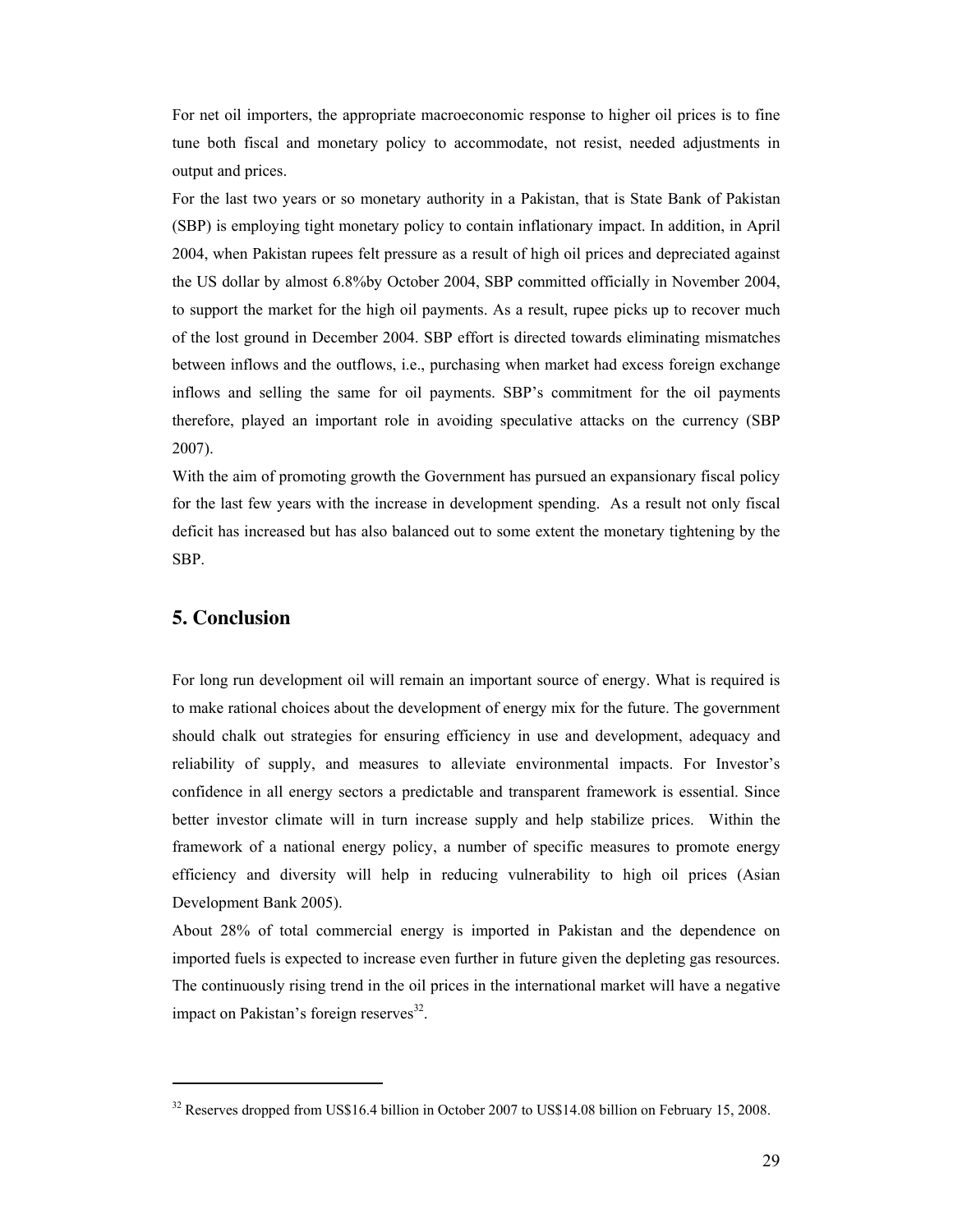For net oil importers, the appropriate macroeconomic response to higher oil prices is to fine tune both fiscal and monetary policy to accommodate, not resist, needed adjustments in output and prices.

For the last two years or so monetary authority in a Pakistan, that is State Bank of Pakistan (SBP) is employing tight monetary policy to contain inflationary impact. In addition, in April 2004, when Pakistan rupees felt pressure as a result of high oil prices and depreciated against the US dollar by almost 6.8%by October 2004, SBP committed officially in November 2004, to support the market for the high oil payments. As a result, rupee picks up to recover much of the lost ground in December 2004. SBP effort is directed towards eliminating mismatches between inflows and the outflows, i.e., purchasing when market had excess foreign exchange inflows and selling the same for oil payments. SBP's commitment for the oil payments therefore, played an important role in avoiding speculative attacks on the currency (SBP 2007).

With the aim of promoting growth the Government has pursued an expansionary fiscal policy for the last few years with the increase in development spending. As a result not only fiscal deficit has increased but has also balanced out to some extent the monetary tightening by the SBP.

## 5. Conclusion

For long run development oil will remain an important source of energy. What is required is to make rational choices about the development of energy mix for the future. The government should chalk out strategies for ensuring efficiency in use and development, adequacy and reliability of supply, and measures to alleviate environmental impacts. For Investor's confidence in all energy sectors a predictable and transparent framework is essential. Since better investor climate will in turn increase supply and help stabilize prices. Within the framework of a national energy policy, a number of specific measures to promote energy efficiency and diversity will help in reducing vulnerability to high oil prices (Asian Development Bank 2005).

About 28% of total commercial energy is imported in Pakistan and the dependence on imported fuels is expected to increase even further in future given the depleting gas resources. The continuously rising trend in the oil prices in the international market will have a negative impact on Pakistan's foreign reserves[32].

---

[32] Reserves dropped from US$16.4 billion in October 2007 to US$14.08 billion on February 15, 2008.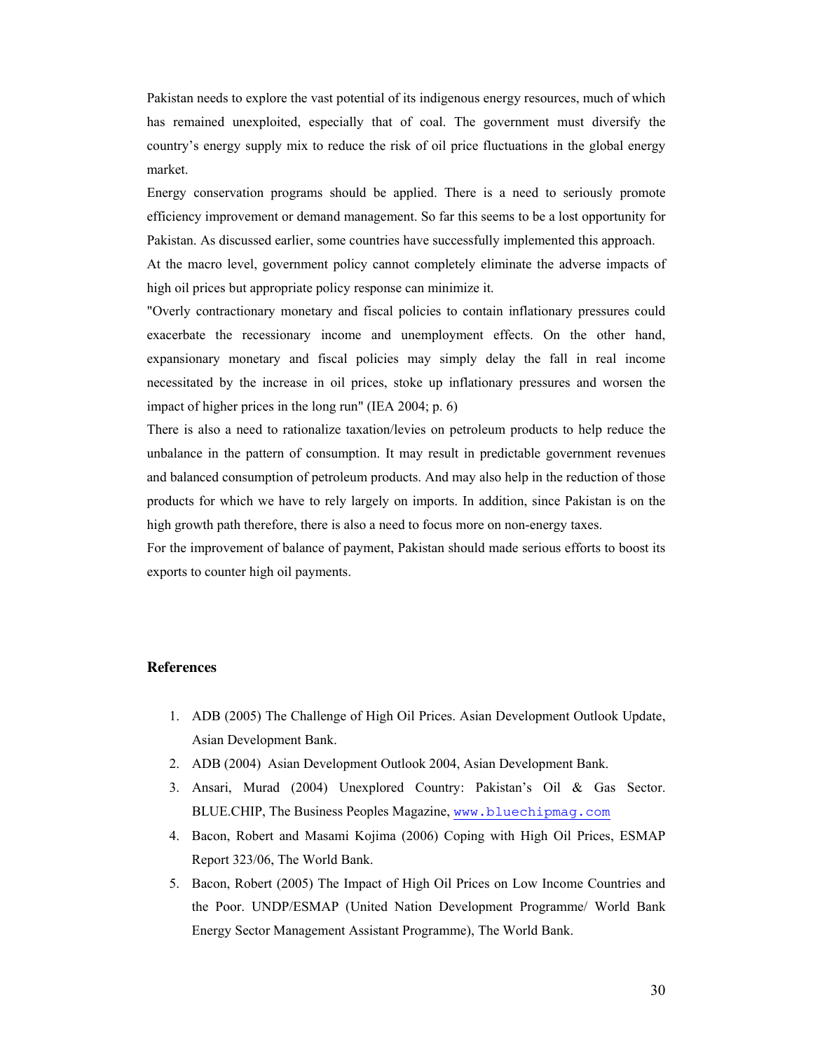Pakistan needs to explore the vast potential of its indigenous energy resources, much of which has remained unexploited, especially that of coal. The government must diversify the country's energy supply mix to reduce the risk of oil price fluctuations in the global energy market.

Energy conservation programs should be applied. There is a need to seriously promote efficiency improvement or demand management. So far this seems to be a lost opportunity for Pakistan. As discussed earlier, some countries have successfully implemented this approach.

At the macro level, government policy cannot completely eliminate the adverse impacts of high oil prices but appropriate policy response can minimize it.

"Overly contractionary monetary and fiscal policies to contain inflationary pressures could exacerbate the recessionary income and unemployment effects. On the other hand, expansionary monetary and fiscal policies may simply delay the fall in real income necessitated by the increase in oil prices, stoke up inflationary pressures and worsen the impact of higher prices in the long run" (IEA 2004; p. 6)

There is also a need to rationalize taxation/levies on petroleum products to help reduce the unbalance in the pattern of consumption. It may result in predictable government revenues and balanced consumption of petroleum products. And may also help in the reduction of those products for which we have to rely largely on imports. In addition, since Pakistan is on the high growth path therefore, there is also a need to focus more on non-energy taxes.

For the improvement of balance of payment, Pakistan should made serious efforts to boost its exports to counter high oil payments.

## References

1. ADB (2005) The Challenge of High Oil Prices. Asian Development Outlook Update, Asian Development Bank.
2. ADB (2004) Asian Development Outlook 2004, Asian Development Bank.
3. Ansari, Murad (2004) Unexplored Country: Pakistan's Oil & Gas Sector. BLUE.CHIP, The Business Peoples Magazine, www.bluechipmag.com
4. Bacon, Robert and Masami Kojima (2006) Coping with High Oil Prices, ESMAP Report 323/06, The World Bank.
5. Bacon, Robert (2005) The Impact of High Oil Prices on Low Income Countries and the Poor. UNDP/ESMAP (United Nation Development Programme/ World Bank Energy Sector Management Assistant Programme), The World Bank.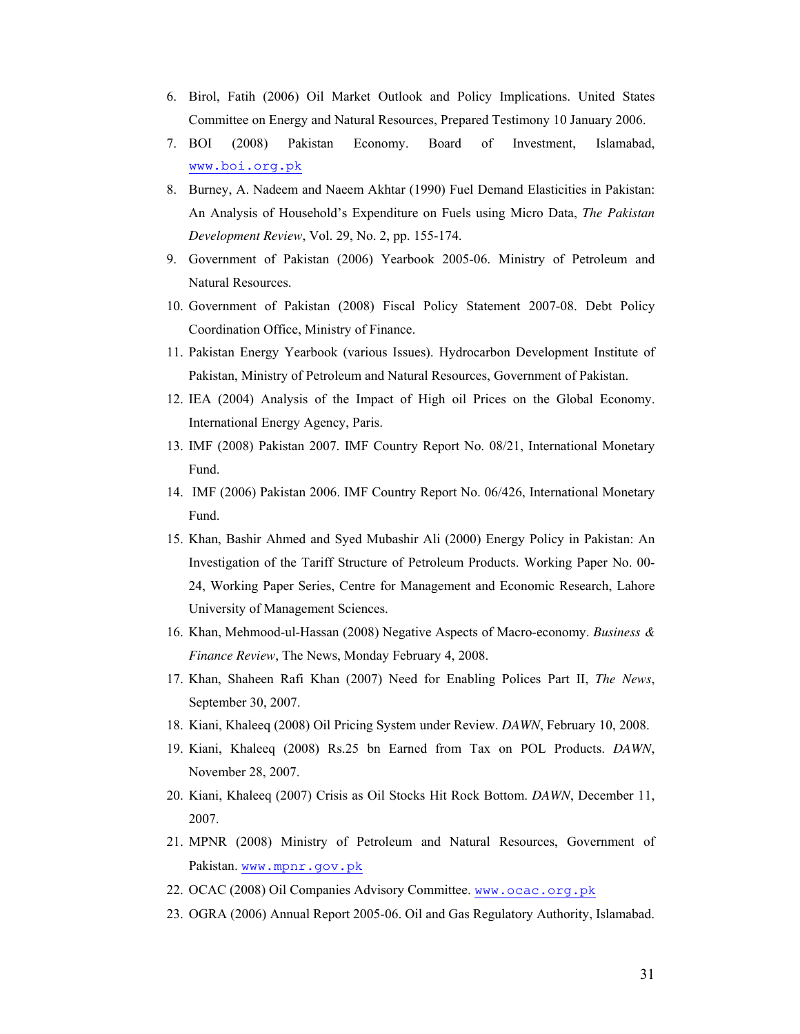6. Birol, Fatih (2006) Oil Market Outlook and Policy Implications. United States Committee on Energy and Natural Resources, Prepared Testimony 10 January 2006.
7. BOI (2008) Pakistan Economy. Board of Investment, Islamabad, www.boi.org.pk
8. Burney, A. Nadeem and Naeem Akhtar (1990) Fuel Demand Elasticities in Pakistan: An Analysis of Household's Expenditure on Fuels using Micro Data, *The Pakistan Development Review*, Vol. 29, No. 2, pp. 155-174.
9. Government of Pakistan (2006) Yearbook 2005-06. Ministry of Petroleum and Natural Resources.
10. Government of Pakistan (2008) Fiscal Policy Statement 2007-08. Debt Policy Coordination Office, Ministry of Finance.
11. Pakistan Energy Yearbook (various Issues). Hydrocarbon Development Institute of Pakistan, Ministry of Petroleum and Natural Resources, Government of Pakistan.
12. IEA (2004) Analysis of the Impact of High oil Prices on the Global Economy. International Energy Agency, Paris.
13. IMF (2008) Pakistan 2007. IMF Country Report No. 08/21, International Monetary Fund.
14. IMF (2006) Pakistan 2006. IMF Country Report No. 06/426, International Monetary Fund.
15. Khan, Bashir Ahmed and Syed Mubashir Ali (2000) Energy Policy in Pakistan: An Investigation of the Tariff Structure of Petroleum Products. Working Paper No. 00-24, Working Paper Series, Centre for Management and Economic Research, Lahore University of Management Sciences.
16. Khan, Mehmood-ul-Hassan (2008) Negative Aspects of Macro-economy. *Business & Finance Review*, The News, Monday February 4, 2008.
17. Khan, Shaheen Rafi Khan (2007) Need for Enabling Polices Part II, *The News*, September 30, 2007.
18. Kiani, Khaleeq (2008) Oil Pricing System under Review. *DAWN*, February 10, 2008.
19. Kiani, Khaleeq (2008) Rs.25 bn Earned from Tax on POL Products. *DAWN*, November 28, 2007.
20. Kiani, Khaleeq (2007) Crisis as Oil Stocks Hit Rock Bottom. *DAWN*, December 11, 2007.
21. MPNR (2008) Ministry of Petroleum and Natural Resources, Government of Pakistan. www.mpnr.gov.pk
22. OCAC (2008) Oil Companies Advisory Committee. www.ocac.org.pk
23. OGRA (2006) Annual Report 2005-06. Oil and Gas Regulatory Authority, Islamabad.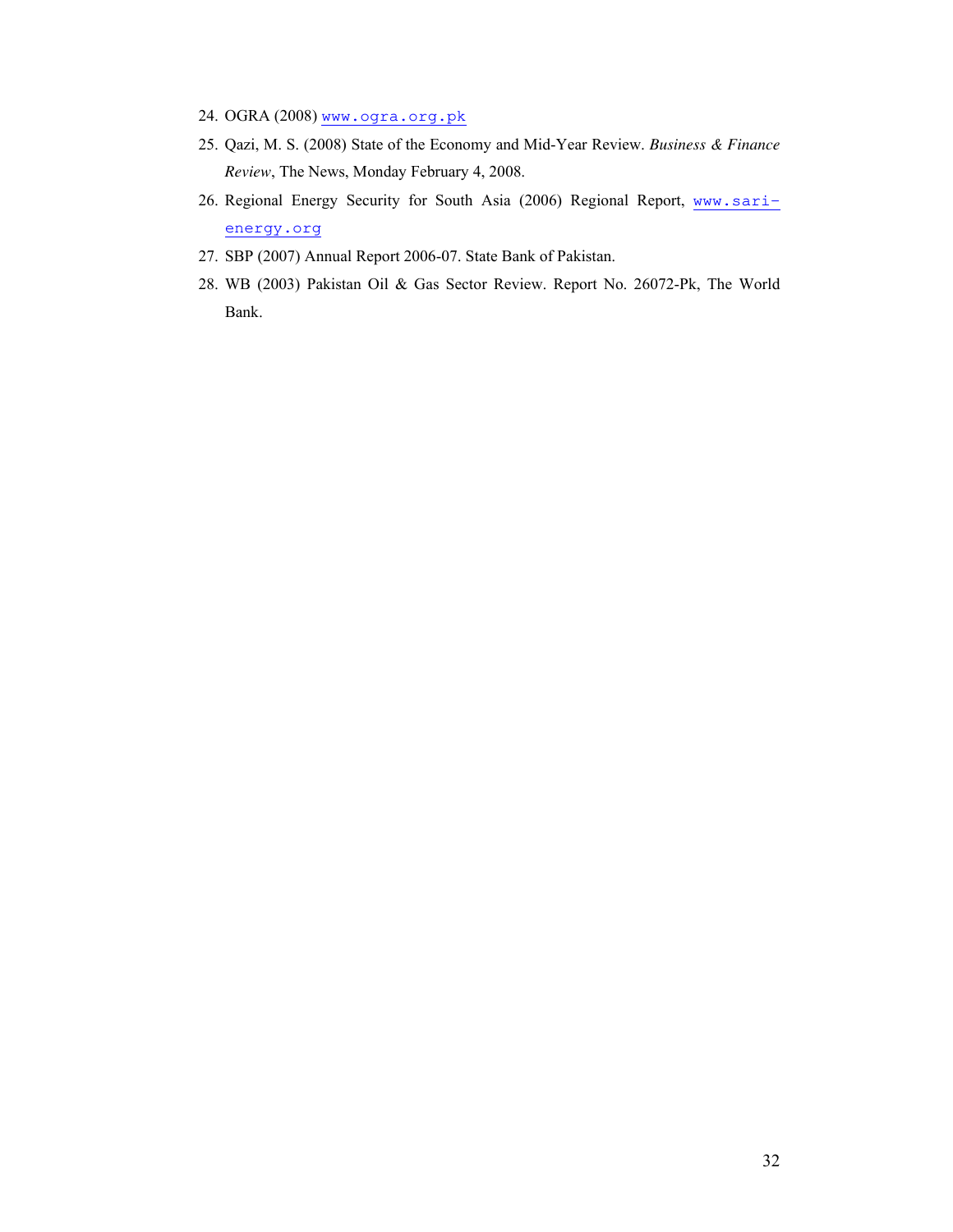24. OGRA (2008) www.ogra.org.pk
25. Qazi, M. S. (2008) State of the Economy and Mid-Year Review. *Business & Finance Review*, The News, Monday February 4, 2008.
26. Regional Energy Security for South Asia (2006) Regional Report, www.sari-energy.org
27. SBP (2007) Annual Report 2006-07. State Bank of Pakistan.
28. WB (2003) Pakistan Oil & Gas Sector Review. Report No. 26072-Pk, The World Bank.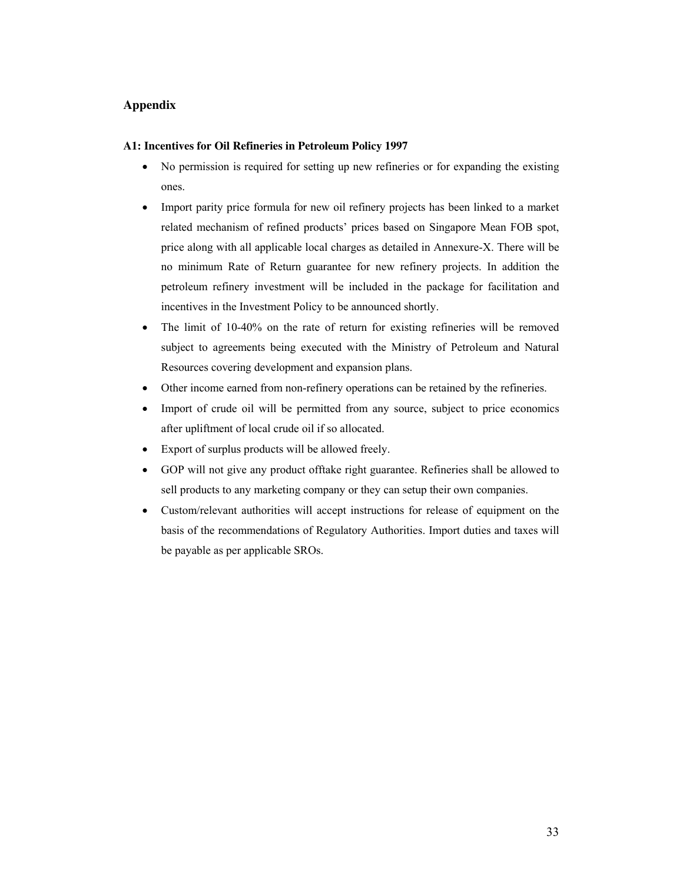## Appendix

### A1: Incentives for Oil Refineries in Petroleum Policy 1997

- No permission is required for setting up new refineries or for expanding the existing ones.
- Import parity price formula for new oil refinery projects has been linked to a market related mechanism of refined products' prices based on Singapore Mean FOB spot, price along with all applicable local charges as detailed in Annexure-X. There will be no minimum Rate of Return guarantee for new refinery projects. In addition the petroleum refinery investment will be included in the package for facilitation and incentives in the Investment Policy to be announced shortly.
- The limit of 10-40% on the rate of return for existing refineries will be removed subject to agreements being executed with the Ministry of Petroleum and Natural Resources covering development and expansion plans.
- Other income earned from non-refinery operations can be retained by the refineries.
- Import of crude oil will be permitted from any source, subject to price economics after upliftment of local crude oil if so allocated.
- Export of surplus products will be allowed freely.
- GOP will not give any product offtake right guarantee. Refineries shall be allowed to sell products to any marketing company or they can setup their own companies.
- Custom/relevant authorities will accept instructions for release of equipment on the basis of the recommendations of Regulatory Authorities. Import duties and taxes will be payable as per applicable SROs.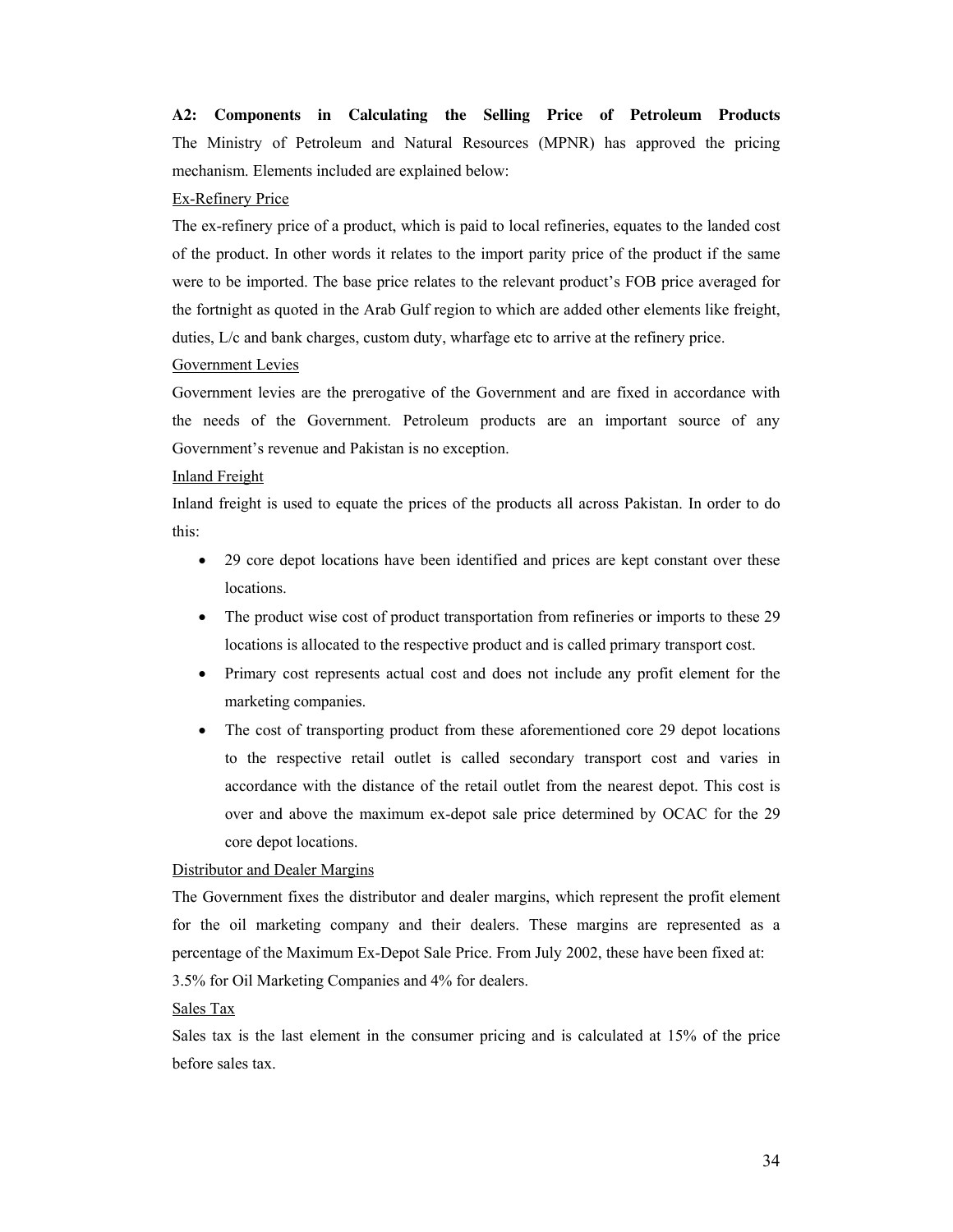**A2: Components in Calculating the Selling Price of Petroleum Products**

The Ministry of Petroleum and Natural Resources (MPNR) has approved the pricing mechanism. Elements included are explained below:

<u>Ex-Refinery Price</u>

The ex-refinery price of a product, which is paid to local refineries, equates to the landed cost of the product. In other words it relates to the import parity price of the product if the same were to be imported. The base price relates to the relevant product's FOB price averaged for the fortnight as quoted in the Arab Gulf region to which are added other elements like freight, duties, L/c and bank charges, custom duty, wharfage etc to arrive at the refinery price.

<u>Government Levies</u>

Government levies are the prerogative of the Government and are fixed in accordance with the needs of the Government. Petroleum products are an important source of any Government's revenue and Pakistan is no exception.

<u>Inland Freight</u>

Inland freight is used to equate the prices of the products all across Pakistan. In order to do this:

- 29 core depot locations have been identified and prices are kept constant over these locations.
- The product wise cost of product transportation from refineries or imports to these 29 locations is allocated to the respective product and is called primary transport cost.
- Primary cost represents actual cost and does not include any profit element for the marketing companies.
- The cost of transporting product from these aforementioned core 29 depot locations to the respective retail outlet is called secondary transport cost and varies in accordance with the distance of the retail outlet from the nearest depot. This cost is over and above the maximum ex-depot sale price determined by OCAC for the 29 core depot locations.

<u>Distributor and Dealer Margins</u>

The Government fixes the distributor and dealer margins, which represent the profit element for the oil marketing company and their dealers. These margins are represented as a percentage of the Maximum Ex-Depot Sale Price. From July 2002, these have been fixed at: 3.5% for Oil Marketing Companies and 4% for dealers.

<u>Sales Tax</u>

Sales tax is the last element in the consumer pricing and is calculated at 15% of the price before sales tax.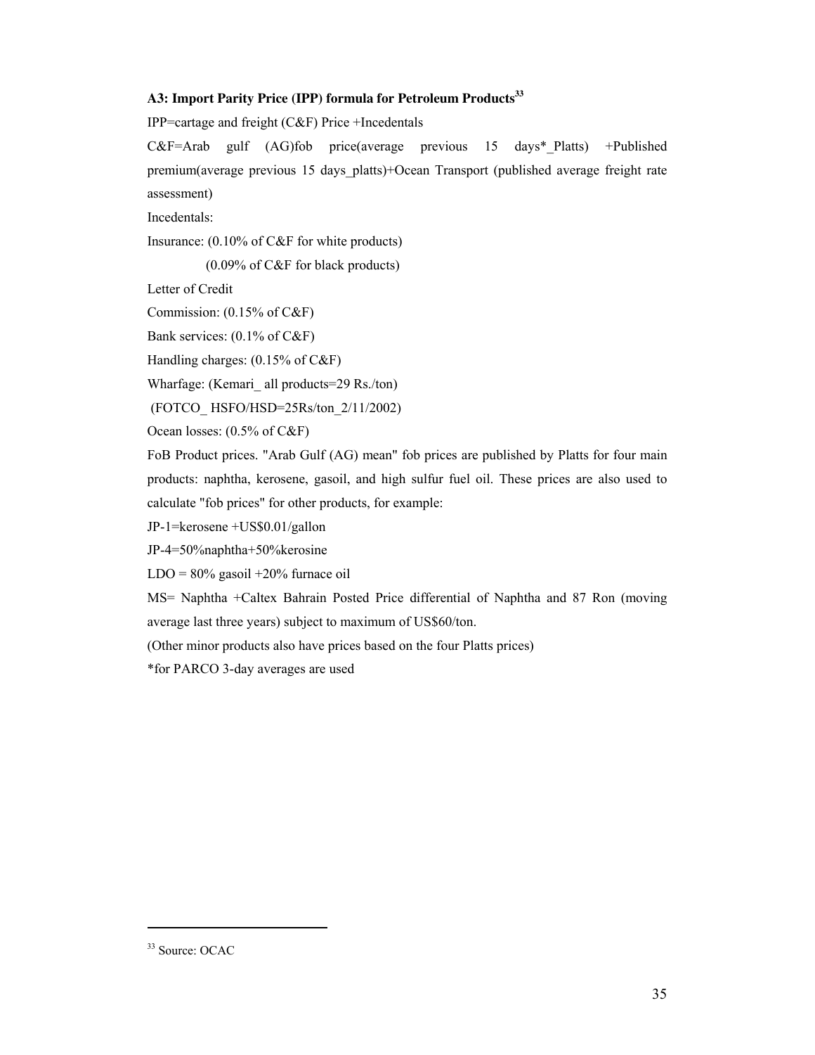### A3: Import Parity Price (IPP) formula for Petroleum Products[33]

IPP=cartage and freight (C&F) Price +Incedentals

C&F=Arab gulf (AG)fob price(average previous 15 days*_Platts) +Published premium(average previous 15 days_platts)+Ocean Transport (published average freight rate assessment)

Incedentals:

Insurance: (0.10% of C&F for white products)

(0.09% of C&F for black products)

Letter of Credit

Commission: (0.15% of C&F)

Bank services: (0.1% of C&F)

Handling charges: (0.15% of C&F)

Wharfage: (Kemari_ all products=29 Rs./ton)

(FOTCO_ HSFO/HSD=25Rs/ton_2/11/2002)

Ocean losses: (0.5% of C&F)

FoB Product prices. "Arab Gulf (AG) mean" fob prices are published by Platts for four main products: naphtha, kerosene, gasoil, and high sulfur fuel oil. These prices are also used to calculate "fob prices" for other products, for example:

JP-1=kerosene +US$0.01/gallon

JP-4=50%naphtha+50%kerosine

LDO = 80% gasoil +20% furnace oil

MS= Naphtha +Caltex Bahrain Posted Price differential of Naphtha and 87 Ron (moving average last three years) subject to maximum of US$60/ton.

(Other minor products also have prices based on the four Platts prices)

*for PARCO 3-day averages are used

---

[33] Source: OCAC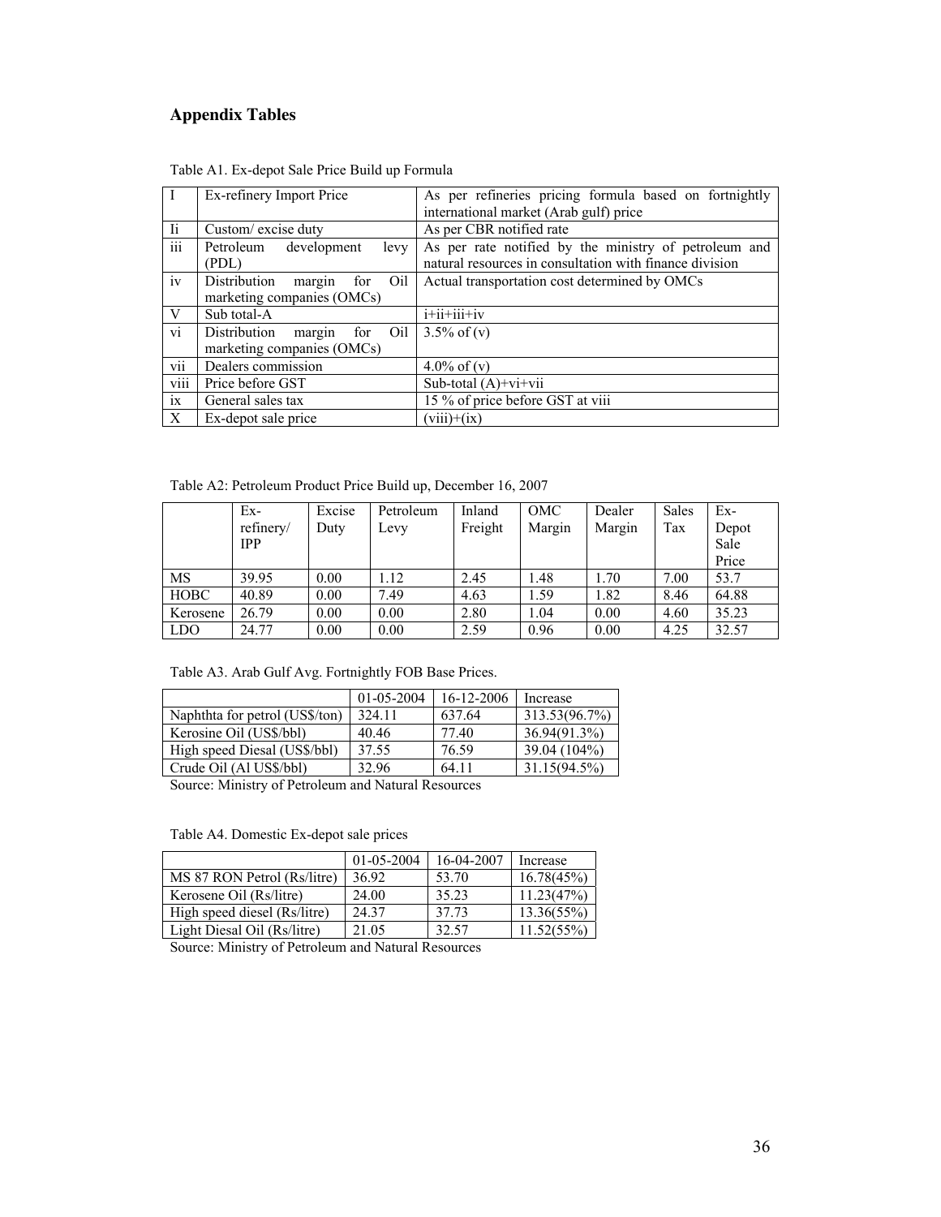## Appendix Tables

Table A1. Ex-depot Sale Price Build up Formula

| I | Ex-refinery Import Price | As per refineries pricing formula based on fortnightly international market (Arab gulf) price |
|---|---|---|
| Ii | Custom/ excise duty | As per CBR notified rate |
| iii | Petroleum development levy (PDL) | As per rate notified by the ministry of petroleum and natural resources in consultation with finance division |
| iv | Distribution margin for Oil marketing companies (OMCs) | Actual transportation cost determined by OMCs |
| V | Sub total-A | i+ii+iii+iv |
| vi | Distribution margin for Oil marketing companies (OMCs) | 3.5% of (v) |
| vii | Dealers commission | 4.0% of (v) |
| viii | Price before GST | Sub-total (A)+vi+vii |
| ix | General sales tax | 15 % of price before GST at viii |
| X | Ex-depot sale price | (viii)+(ix) |

Table A2: Petroleum Product Price Build up, December 16, 2007

| | Ex-refinery/ IPP | Excise Duty | Petroleum Levy | Inland Freight | OMC Margin | Dealer Margin | Sales Tax | Ex-Depot Sale Price |
|---|---|---|---|---|---|---|---|---|
| MS | 39.95 | 0.00 | 1.12 | 2.45 | 1.48 | 1.70 | 7.00 | 53.7 |
| HOBC | 40.89 | 0.00 | 7.49 | 4.63 | 1.59 | 1.82 | 8.46 | 64.88 |
| Kerosene | 26.79 | 0.00 | 0.00 | 2.80 | 1.04 | 0.00 | 4.60 | 35.23 |
| LDO | 24.77 | 0.00 | 0.00 | 2.59 | 0.96 | 0.00 | 4.25 | 32.57 |

Table A3. Arab Gulf Avg. Fortnightly FOB Base Prices.

| | 01-05-2004 | 16-12-2006 | Increase |
|---|---|---|---|
| Naphthta for petrol (US$/ton) | 324.11 | 637.64 | 313.53(96.7%) |
| Kerosine Oil (US$/bbl) | 40.46 | 77.40 | 36.94(91.3%) |
| High speed Diesal (US$/bbl) | 37.55 | 76.59 | 39.04 (104%) |
| Crude Oil (Al US$/bbl) | 32.96 | 64.11 | 31.15(94.5%) |

Source: Ministry of Petroleum and Natural Resources

Table A4. Domestic Ex-depot sale prices

| | 01-05-2004 | 16-04-2007 | Increase |
|---|---|---|---|
| MS 87 RON Petrol (Rs/litre) | 36.92 | 53.70 | 16.78(45%) |
| Kerosene Oil (Rs/litre) | 24.00 | 35.23 | 11.23(47%) |
| High speed diesel (Rs/litre) | 24.37 | 37.73 | 13.36(55%) |
| Light Diesal Oil (Rs/litre) | 21.05 | 32.57 | 11.52(55%) |

Source: Ministry of Petroleum and Natural Resources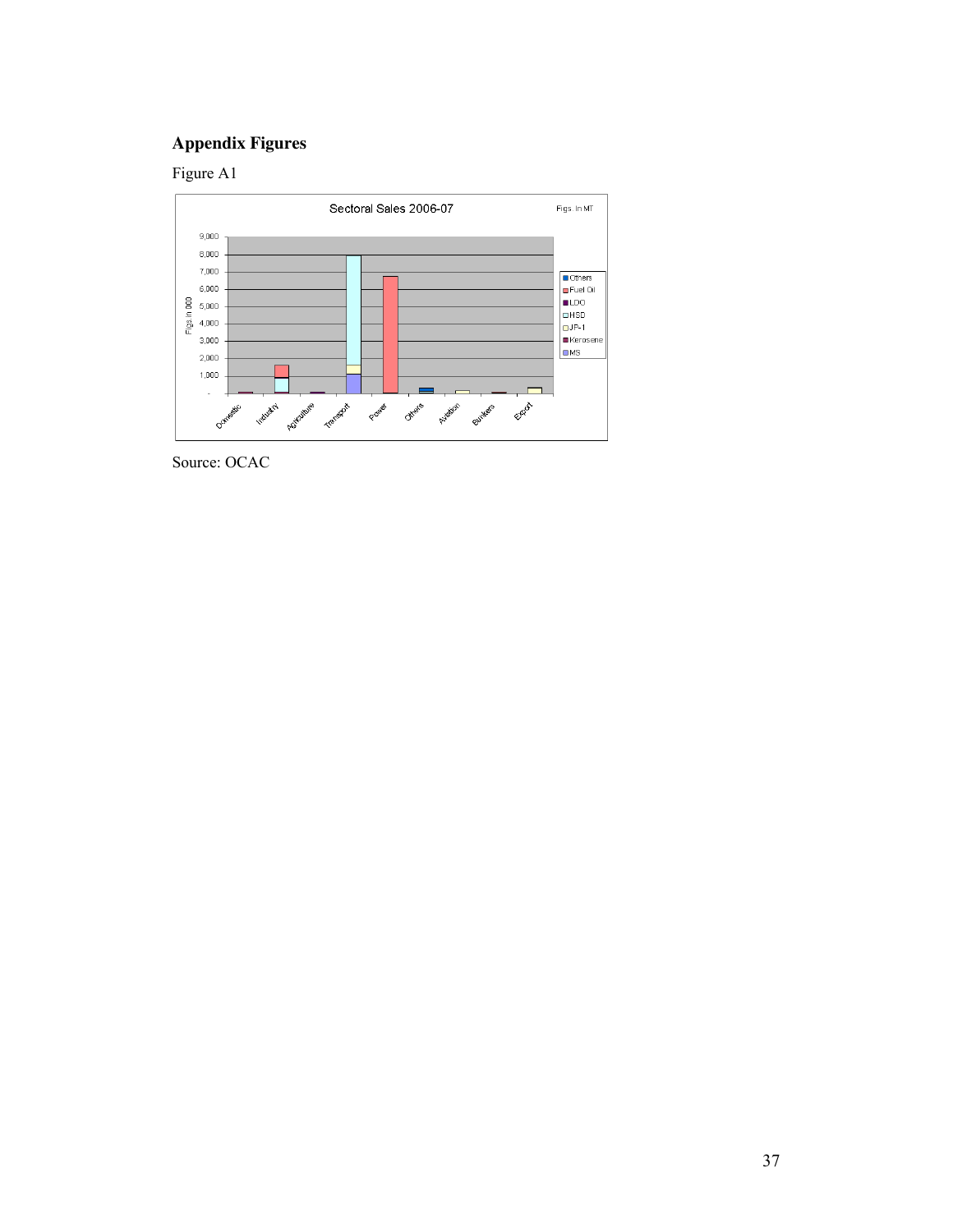## Appendix Figures

Figure A1

Sectoral Sales 2006-07

Figs. In MT

Figs.in 000

9,000
8,000
7,000
6,000
5,000
4,000
3,000
2,000
1,000
-

Domestic
Industry
Agriculture
Transport
Power
Others
Aviation
Bunkers
Export

Others
Fuel Oil
LDO
HSD
JP-1
Kerosene
MS

Source: OCAC